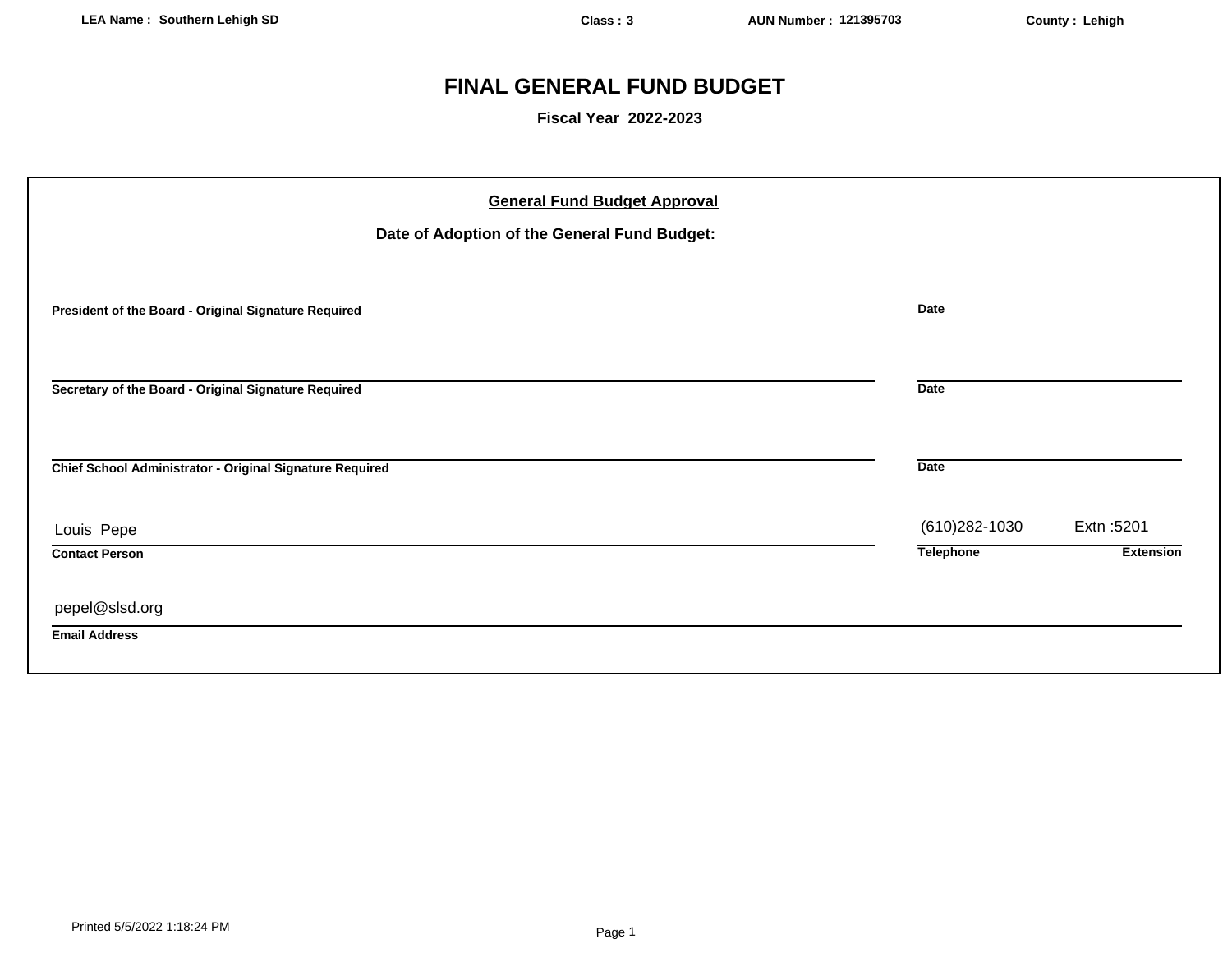LEA Name : Southern Lehigh SD | Class : 3 | AUN Number : 121395703 | County : Lehigh

# FINAL GENERAL FUND BUDGET

**Fiscal Year 2022-2023**

## General Fund Budget Approval

**Date of Adoption of the General Fund Budget:**

______________________________________________ ______________
**President of the Board - Original Signature Required** **Date**

______________________________________________ ______________
**Secretary of the Board - Original Signature Required** **Date**

______________________________________________ ______________
**Chief School Administrator - Original Signature Required** **Date**

| Contact Person | Telephone | Extension |
|---|---|---|
| Louis Pepe | (610)282-1030 | Extn :5201 |

**Email Address:** pepel@slsd.org

Printed 5/5/2022 1:18:24 PM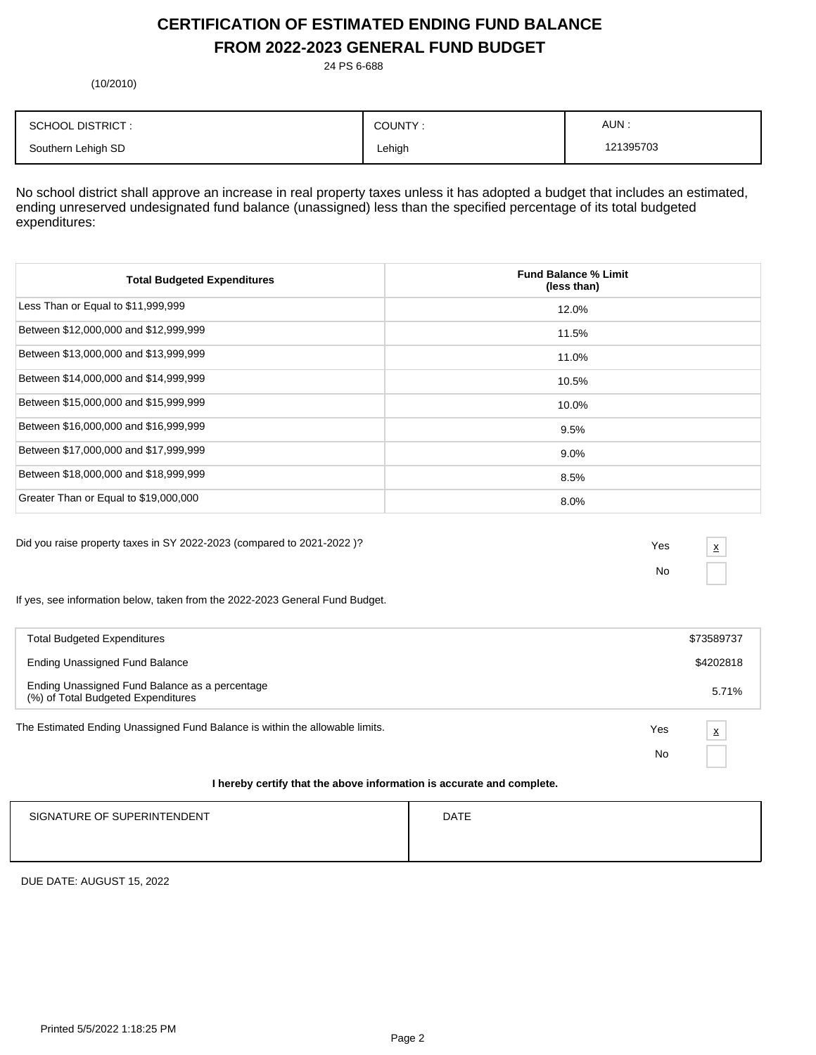# CERTIFICATION OF ESTIMATED ENDING FUND BALANCE

# FROM 2022-2023 GENERAL FUND BUDGET

24 PS 6-688

(10/2010)

| SCHOOL DISTRICT : | COUNTY : | AUN : |
|---|---|---|
| Southern Lehigh SD | Lehigh | 121395703 |

No school district shall approve an increase in real property taxes unless it has adopted a budget that includes an estimated, ending unreserved undesignated fund balance (unassigned) less than the specified percentage of its total budgeted expenditures:

| Total Budgeted Expenditures | Fund Balance % Limit (less than) |
|---|---|
| Less Than or Equal to $11,999,999 | 12.0% |
| Between $12,000,000 and $12,999,999 | 11.5% |
| Between $13,000,000 and $13,999,999 | 11.0% |
| Between $14,000,000 and $14,999,999 | 10.5% |
| Between $15,000,000 and $15,999,999 | 10.0% |
| Between $16,000,000 and $16,999,999 | 9.5% |
| Between $17,000,000 and $17,999,999 | 9.0% |
| Between $18,000,000 and $18,999,999 | 8.5% |
| Greater Than or Equal to $19,000,000 | 8.0% |

Did you raise property taxes in SY 2022-2023 (compared to 2021-2022 )?

Yes [x]

No [ ]

If yes, see information below, taken from the 2022-2023 General Fund Budget.

| | |
|---|---|
| Total Budgeted Expenditures | $73589737 |
| Ending Unassigned Fund Balance | $4202818 |
| Ending Unassigned Fund Balance as a percentage (%) of Total Budgeted Expenditures | 5.71% |

The Estimated Ending Unassigned Fund Balance is within the allowable limits.

Yes [x]

No [ ]

**I hereby certify that the above information is accurate and complete.**

| SIGNATURE OF SUPERINTENDENT | DATE |
|---|---|
| | |

DUE DATE: AUGUST 15, 2022

Printed 5/5/2022 1:18:25 PM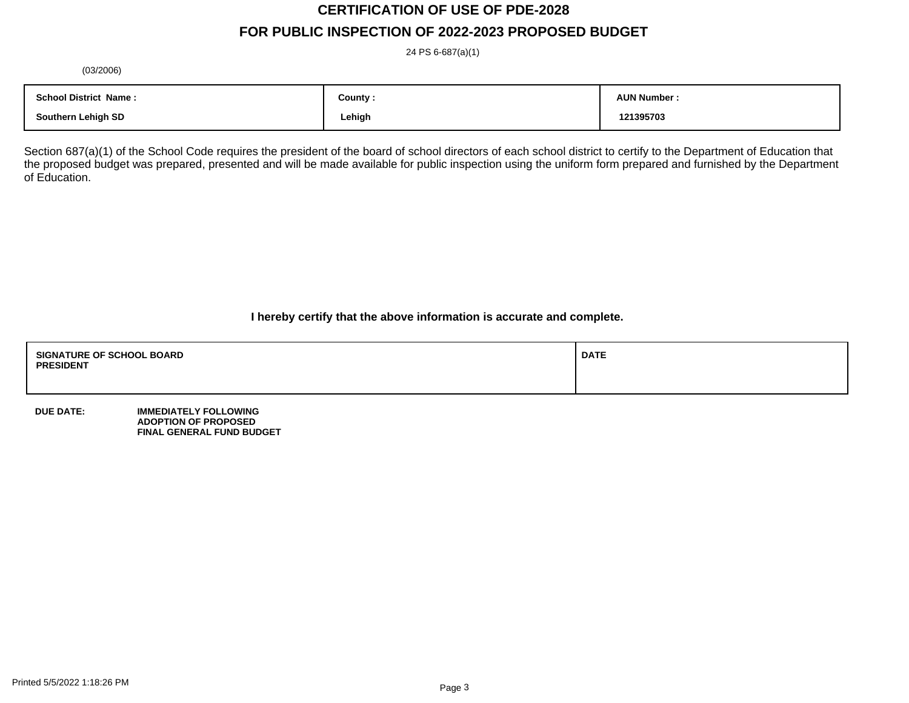# CERTIFICATION OF USE OF PDE-2028

## FOR PUBLIC INSPECTION OF 2022-2023 PROPOSED BUDGET

24 PS 6-687(a)(1)

(03/2006)

| School District Name : | County : | AUN Number : |
| --- | --- | --- |
| Southern Lehigh SD | Lehigh | 121395703 |

Section 687(a)(1) of the School Code requires the president of the board of school directors of each school district to certify to the Department of Education that the proposed budget was prepared, presented and will be made available for public inspection using the uniform form prepared and furnished by the Department of Education.

**I hereby certify that the above information is accurate and complete.**

| SIGNATURE OF SCHOOL BOARD PRESIDENT | DATE |
| --- | --- |
| | |

**DUE DATE:** **IMMEDIATELY FOLLOWING ADOPTION OF PROPOSED FINAL GENERAL FUND BUDGET**

Printed 5/5/2022 1:18:26 PM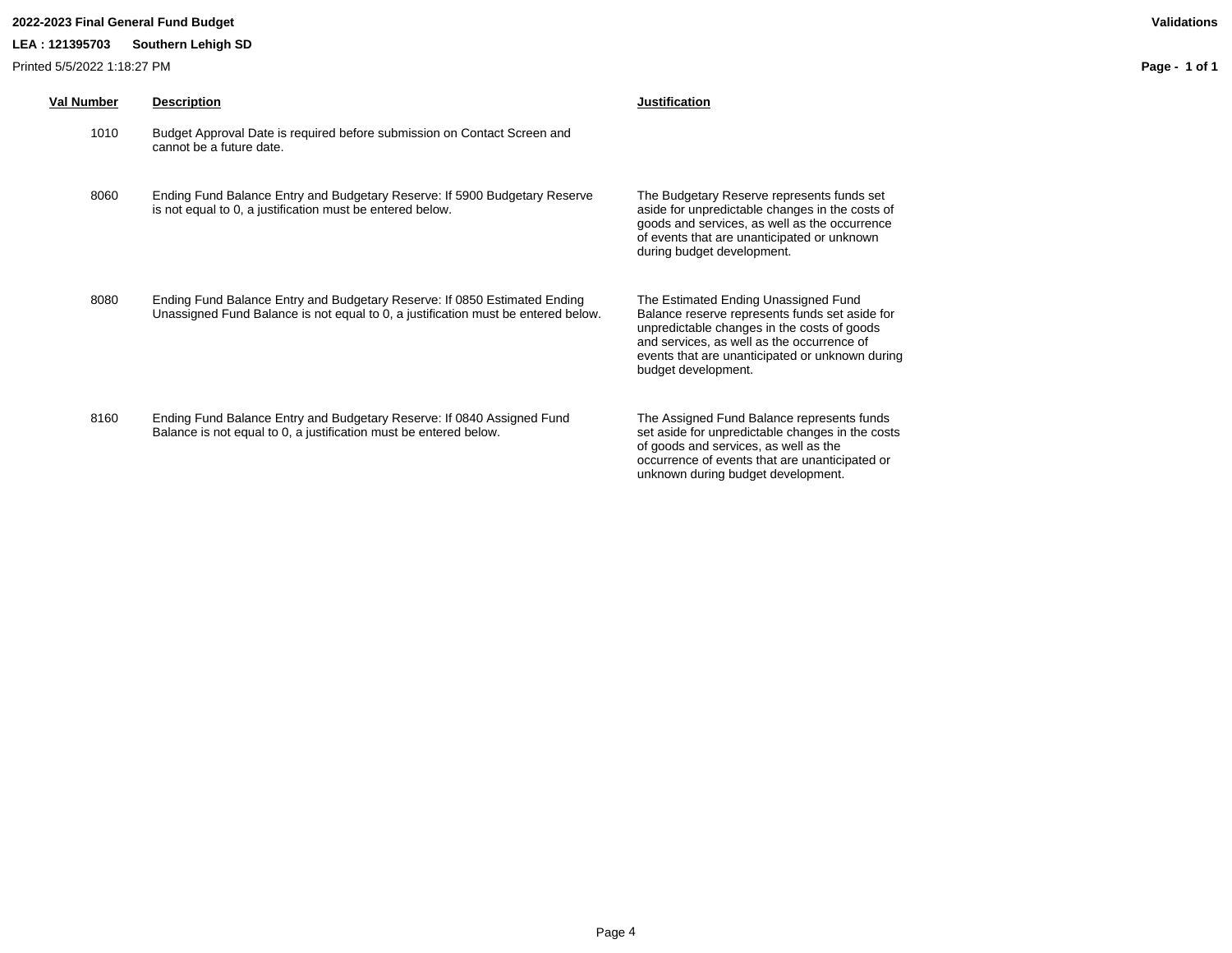**2022-2023 Final General Fund Budget** **Validations**

**LEA : 121395703 Southern Lehigh SD**

Printed 5/5/2022 1:18:27 PM

| Val Number | Description | Justification |
|---|---|---|
| 1010 | Budget Approval Date is required before submission on Contact Screen and cannot be a future date. | |
| 8060 | Ending Fund Balance Entry and Budgetary Reserve: If 5900 Budgetary Reserve is not equal to 0, a justification must be entered below. | The Budgetary Reserve represents funds set aside for unpredictable changes in the costs of goods and services, as well as the occurrence of events that are unanticipated or unknown during budget development. |
| 8080 | Ending Fund Balance Entry and Budgetary Reserve: If 0850 Estimated Ending Unassigned Fund Balance is not equal to 0, a justification must be entered below. | The Estimated Ending Unassigned Fund Balance reserve represents funds set aside for unpredictable changes in the costs of goods and services, as well as the occurrence of events that are unanticipated or unknown during budget development. |
| 8160 | Ending Fund Balance Entry and Budgetary Reserve: If 0840 Assigned Fund Balance is not equal to 0, a justification must be entered below. | The Assigned Fund Balance represents funds set aside for unpredictable changes in the costs of goods and services, as well as the occurrence of events that are unanticipated or unknown during budget development. |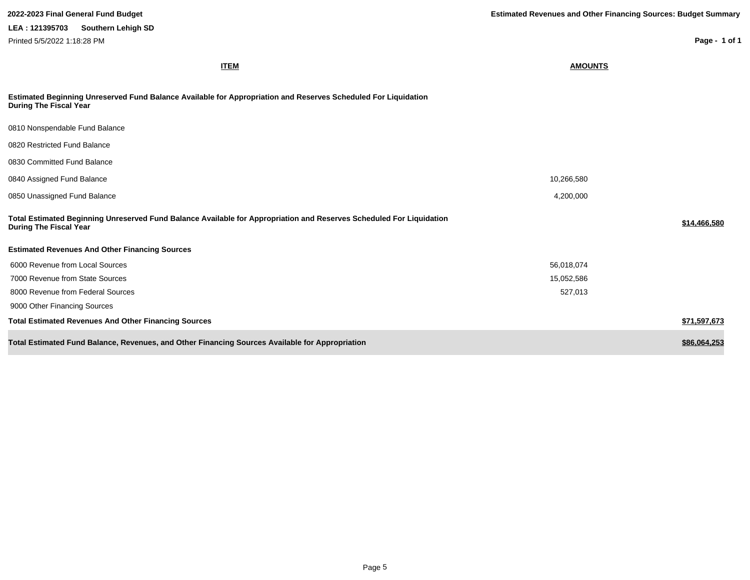**2022-2023 Final General Fund Budget**

**Estimated Revenues and Other Financing Sources: Budget Summary**

**LEA : 121395703 Southern Lehigh SD**

Printed 5/5/2022 1:18:28 PM

| ITEM | AMOUNTS | |
|---|---|---|
| **Estimated Beginning Unreserved Fund Balance Available for Appropriation and Reserves Scheduled For Liquidation During The Fiscal Year** | | |
| 0810 Nonspendable Fund Balance | | |
| 0820 Restricted Fund Balance | | |
| 0830 Committed Fund Balance | | |
| 0840 Assigned Fund Balance | 10,266,580 | |
| 0850 Unassigned Fund Balance | 4,200,000 | |
| **Total Estimated Beginning Unreserved Fund Balance Available for Appropriation and Reserves Scheduled For Liquidation During The Fiscal Year** | | **$14,466,580** |
| **Estimated Revenues And Other Financing Sources** | | |
| 6000 Revenue from Local Sources | 56,018,074 | |
| 7000 Revenue from State Sources | 15,052,586 | |
| 8000 Revenue from Federal Sources | 527,013 | |
| 9000 Other Financing Sources | | |
| **Total Estimated Revenues And Other Financing Sources** | | **$71,597,673** |
| **Total Estimated Fund Balance, Revenues, and Other Financing Sources Available for Appropriation** | | **$86,064,253** |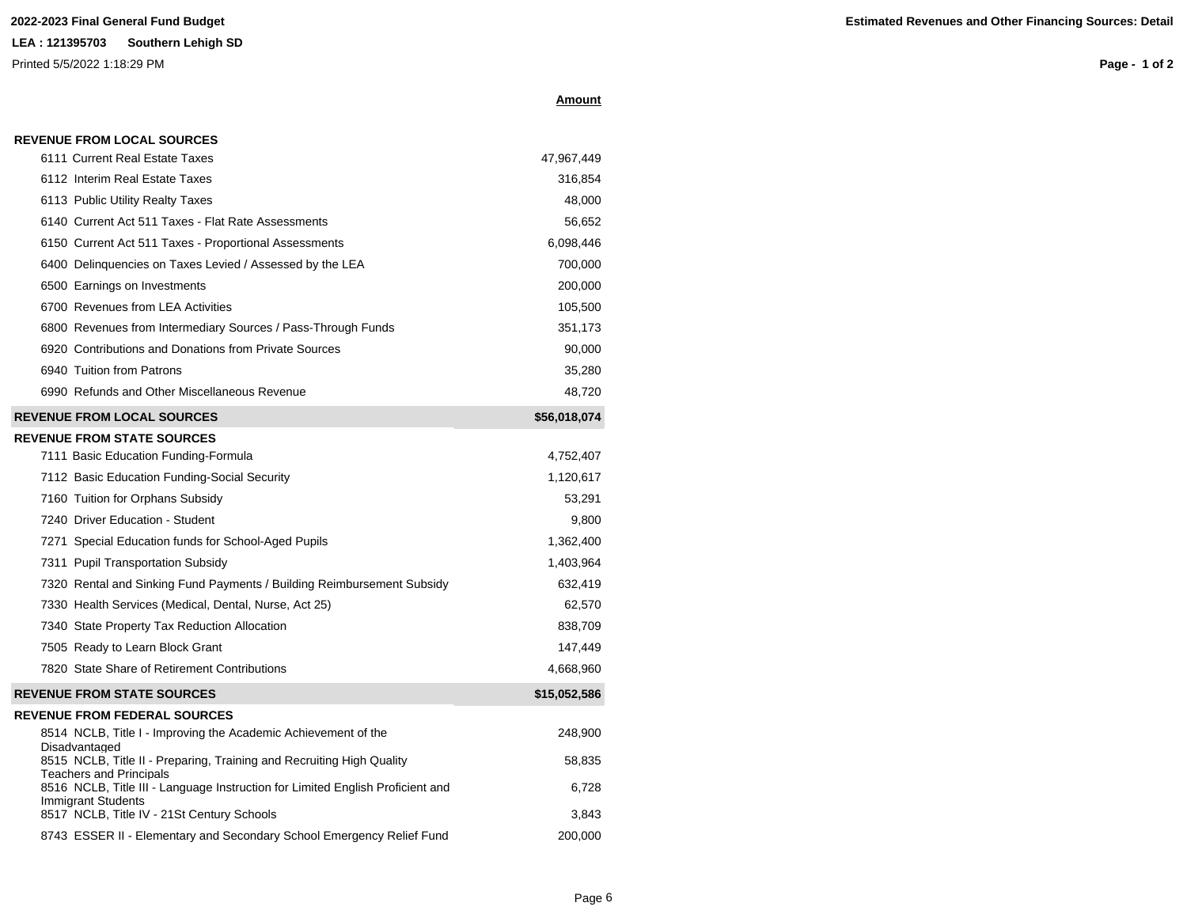**2022-2023 Final General Fund Budget**

**LEA : 121395703 Southern Lehigh SD**

Printed 5/5/2022 1:18:29 PM

**Estimated Revenues and Other Financing Sources: Detail**

| | **Amount** |
|---|---|
| **REVENUE FROM LOCAL SOURCES** | |
| 6111 Current Real Estate Taxes | 47,967,449 |
| 6112 Interim Real Estate Taxes | 316,854 |
| 6113 Public Utility Realty Taxes | 48,000 |
| 6140 Current Act 511 Taxes - Flat Rate Assessments | 56,652 |
| 6150 Current Act 511 Taxes - Proportional Assessments | 6,098,446 |
| 6400 Delinquencies on Taxes Levied / Assessed by the LEA | 700,000 |
| 6500 Earnings on Investments | 200,000 |
| 6700 Revenues from LEA Activities | 105,500 |
| 6800 Revenues from Intermediary Sources / Pass-Through Funds | 351,173 |
| 6920 Contributions and Donations from Private Sources | 90,000 |
| 6940 Tuition from Patrons | 35,280 |
| 6990 Refunds and Other Miscellaneous Revenue | 48,720 |
| **REVENUE FROM LOCAL SOURCES** | **$56,018,074** |
| **REVENUE FROM STATE SOURCES** | |
| 7111 Basic Education Funding-Formula | 4,752,407 |
| 7112 Basic Education Funding-Social Security | 1,120,617 |
| 7160 Tuition for Orphans Subsidy | 53,291 |
| 7240 Driver Education - Student | 9,800 |
| 7271 Special Education funds for School-Aged Pupils | 1,362,400 |
| 7311 Pupil Transportation Subsidy | 1,403,964 |
| 7320 Rental and Sinking Fund Payments / Building Reimbursement Subsidy | 632,419 |
| 7330 Health Services (Medical, Dental, Nurse, Act 25) | 62,570 |
| 7340 State Property Tax Reduction Allocation | 838,709 |
| 7505 Ready to Learn Block Grant | 147,449 |
| 7820 State Share of Retirement Contributions | 4,668,960 |
| **REVENUE FROM STATE SOURCES** | **$15,052,586** |
| **REVENUE FROM FEDERAL SOURCES** | |
| 8514 NCLB, Title I - Improving the Academic Achievement of the Disadvantaged | 248,900 |
| 8515 NCLB, Title II - Preparing, Training and Recruiting High Quality Teachers and Principals | 58,835 |
| 8516 NCLB, Title III - Language Instruction for Limited English Proficient and Immigrant Students | 6,728 |
| 8517 NCLB, Title IV - 21St Century Schools | 3,843 |
| 8743 ESSER II - Elementary and Secondary School Emergency Relief Fund | 200,000 |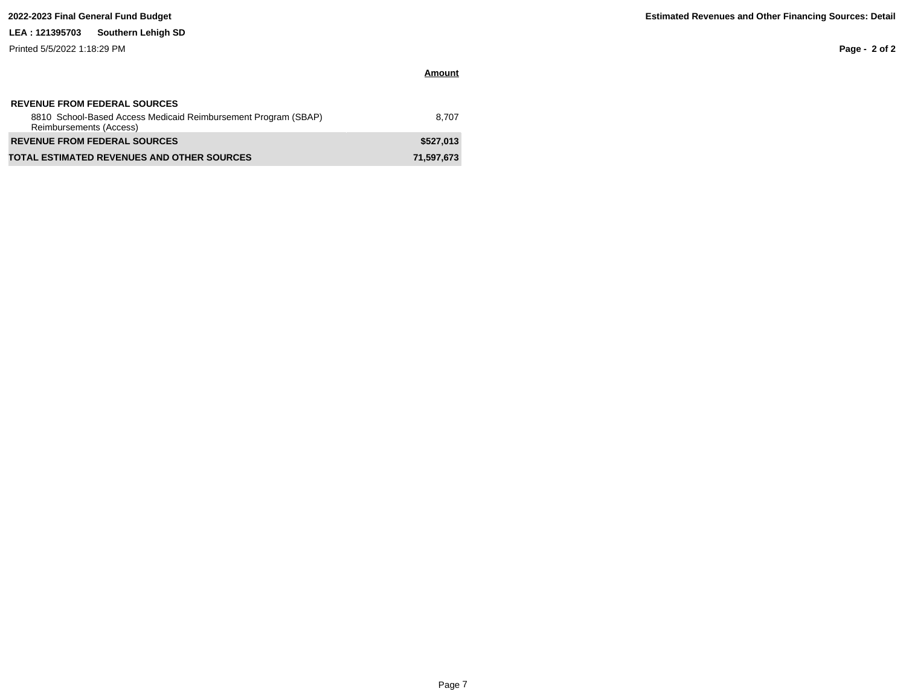**2022-2023 Final General Fund Budget**

**LEA : 121395703 Southern Lehigh SD**

Printed 5/5/2022 1:18:29 PM

**Estimated Revenues and Other Financing Sources: Detail**

| | Amount |
|---|---|
| **REVENUE FROM FEDERAL SOURCES** | |
| 8810 School-Based Access Medicaid Reimbursement Program (SBAP) Reimbursements (Access) | 8,707 |
| **REVENUE FROM FEDERAL SOURCES** | **$527,013** |
| **TOTAL ESTIMATED REVENUES AND OTHER SOURCES** | **71,597,673** |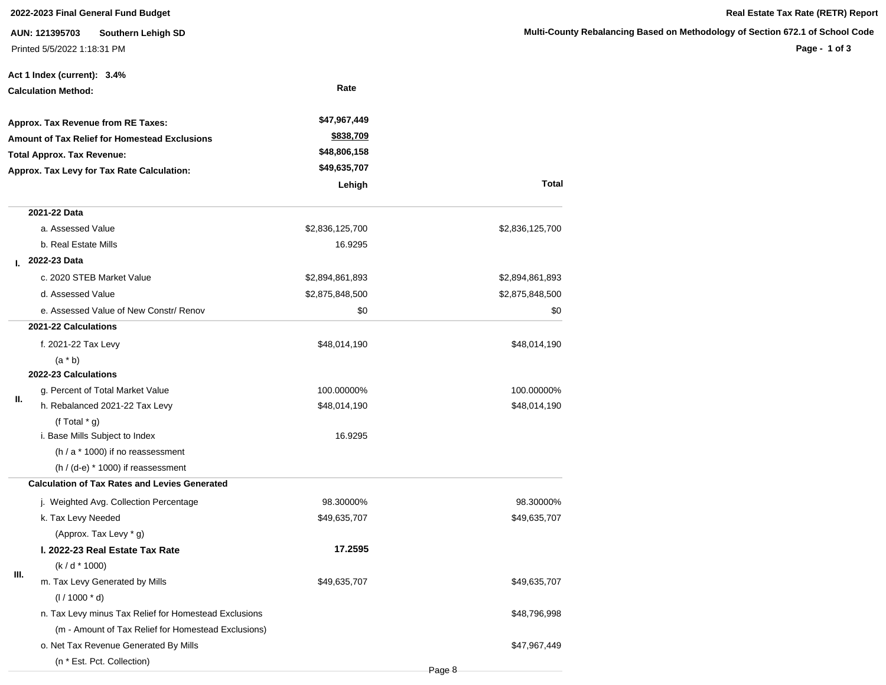**2022-2023 Final General Fund Budget**

**AUN: 121395703 Southern Lehigh SD**

Printed 5/5/2022 1:18:31 PM

**Real Estate Tax Rate (RETR) Report**

**Multi-County Rebalancing Based on Methodology of Section 672.1 of School Code**

**Act 1 Index (current): 3.4%**

| **Calculation Method:** | **Rate** |
|---|---|
| **Approx. Tax Revenue from RE Taxes:** | **$47,967,449** |
| **Amount of Tax Relief for Homestead Exclusions** | **$838,709** |
| **Total Approx. Tax Revenue:** | **$48,806,158** |
| **Approx. Tax Levy for Tax Rate Calculation:** | **$49,635,707** |

| | | **Lehigh** | **Total** |
|---|---|---|---|
| **I.** | **2021-22 Data** | | |
| | a. Assessed Value | $2,836,125,700 | $2,836,125,700 |
| | b. Real Estate Mills | 16.9295 | |
| | **2022-23 Data** | | |
| | c. 2020 STEB Market Value | $2,894,861,893 | $2,894,861,893 |
| | d. Assessed Value | $2,875,848,500 | $2,875,848,500 |
| | e. Assessed Value of New Constr/ Renov | $0 | $0 |
| **II.** | **2021-22 Calculations** | | |
| | f. 2021-22 Tax Levy | $48,014,190 | $48,014,190 |
| | (a * b) | | |
| | **2022-23 Calculations** | | |
| | g. Percent of Total Market Value | 100.00000% | 100.00000% |
| | h. Rebalanced 2021-22 Tax Levy | $48,014,190 | $48,014,190 |
| | (f Total * g) | | |
| | i. Base Mills Subject to Index | 16.9295 | |
| | (h / a * 1000) if no reassessment | | |
| | (h / (d-e) * 1000) if reassessment | | |
| **III.** | **Calculation of Tax Rates and Levies Generated** | | |
| | j. Weighted Avg. Collection Percentage | 98.30000% | 98.30000% |
| | k. Tax Levy Needed | $49,635,707 | $49,635,707 |
| | (Approx. Tax Levy * g) | | |
| | **l. 2022-23 Real Estate Tax Rate** | **17.2595** | |
| | (k / d * 1000) | | |
| | m. Tax Levy Generated by Mills | $49,635,707 | $49,635,707 |
| | (l / 1000 * d) | | |
| | n. Tax Levy minus Tax Relief for Homestead Exclusions | | $48,796,998 |
| | (m - Amount of Tax Relief for Homestead Exclusions) | | |
| | o. Net Tax Revenue Generated By Mills | | $47,967,449 |
| | (n * Est. Pct. Collection) | | |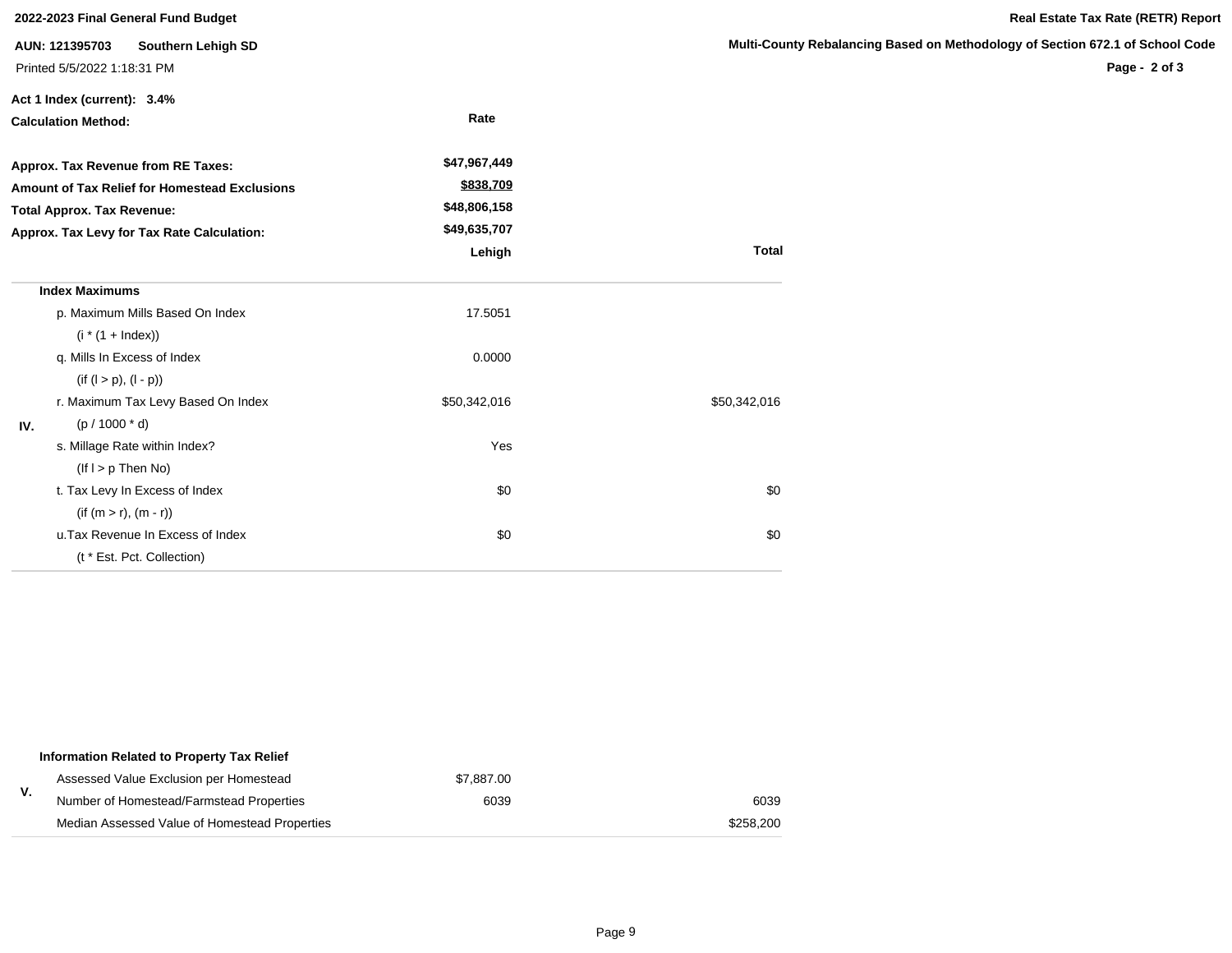**2022-2023 Final General Fund Budget**

**AUN: 121395703 Southern Lehigh SD**

Printed 5/5/2022 1:18:31 PM

**Real Estate Tax Rate (RETR) Report**

**Multi-County Rebalancing Based on Methodology of Section 672.1 of School Code**

**Act 1 Index (current): 3.4%**

**Calculation Method:** **Rate**

| | |
|---|---|
| **Approx. Tax Revenue from RE Taxes:** | **$47,967,449** |
| **Amount of Tax Relief for Homestead Exclusions** | **$838,709** |
| **Total Approx. Tax Revenue:** | **$48,806,158** |
| **Approx. Tax Levy for Tax Rate Calculation:** | **$49,635,707** |

| | | Lehigh | Total |
|---|---|---|---|
| IV. | **Index Maximums** | | |
| | p. Maximum Mills Based On Index | 17.5051 | |
| | (i * (1 + Index)) | | |
| | q. Mills In Excess of Index | 0.0000 | |
| | (if (l > p), (l - p)) | | |
| | r. Maximum Tax Levy Based On Index | $50,342,016 | $50,342,016 |
| | (p / 1000 * d) | | |
| | s. Millage Rate within Index? | Yes | |
| | (If l > p Then No) | | |
| | t. Tax Levy In Excess of Index | $0 | $0 |
| | (if (m > r), (m - r)) | | |
| | u.Tax Revenue In Excess of Index | $0 | $0 |
| | (t * Est. Pct. Collection) | | |

| | | | |
|---|---|---|---|
| V. | **Information Related to Property Tax Relief** | | |
| | Assessed Value Exclusion per Homestead | $7,887.00 | |
| | Number of Homestead/Farmstead Properties | 6039 | 6039 |
| | Median Assessed Value of Homestead Properties | | $258,200 |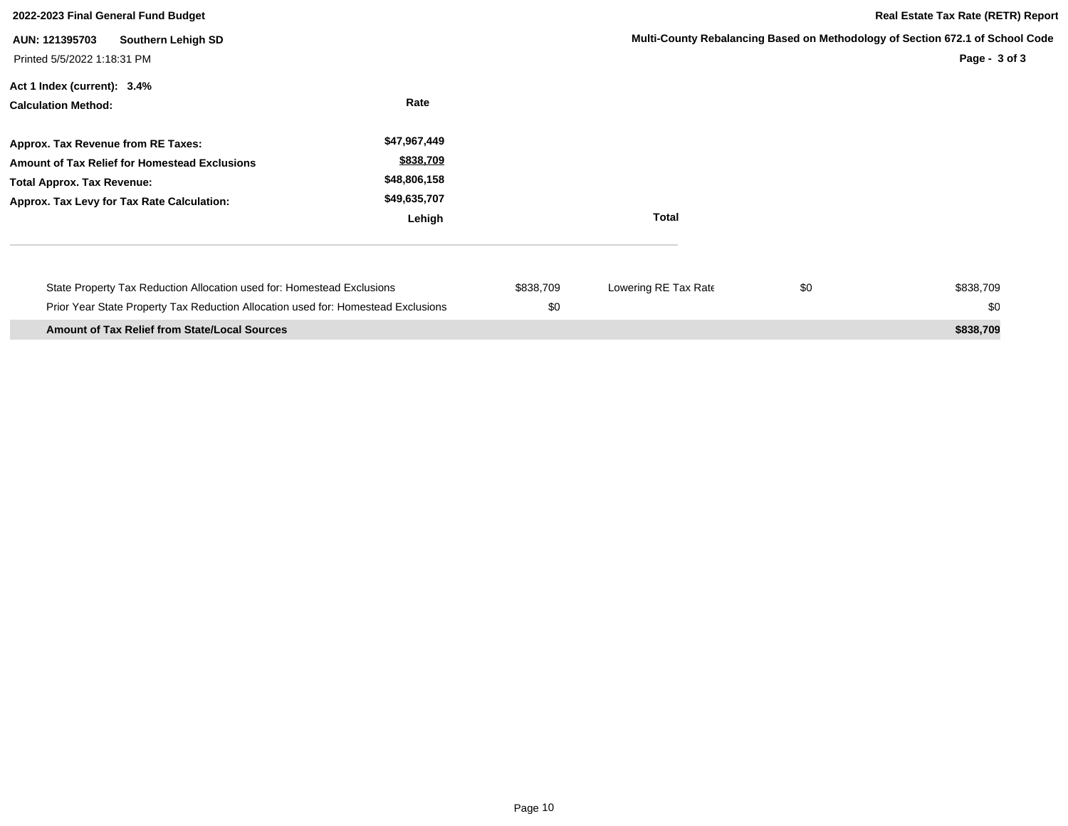**2022-2023 Final General Fund Budget**

**Real Estate Tax Rate (RETR) Report**

**AUN: 121395703 Southern Lehigh SD**

**Multi-County Rebalancing Based on Methodology of Section 672.1 of School Code**

Printed 5/5/2022 1:18:31 PM

**Act 1 Index (current): 3.4%**

| **Calculation Method:** | **Rate** |
|---|---|
| **Approx. Tax Revenue from RE Taxes:** | **$47,967,449** |
| **Amount of Tax Relief for Homestead Exclusions** | **$838,709** |
| **Total Approx. Tax Revenue:** | **$48,806,158** |
| **Approx. Tax Levy for Tax Rate Calculation:** | **$49,635,707** |

| | **Lehigh** | | | **Total** |
|---|---|---|---|---|
| State Property Tax Reduction Allocation used for: Homestead Exclusions | $838,709 | Lowering RE Tax Rate | $0 | $838,709 |
| Prior Year State Property Tax Reduction Allocation used for: Homestead Exclusions | $0 | | | $0 |
| **Amount of Tax Relief from State/Local Sources** | | | | **$838,709** |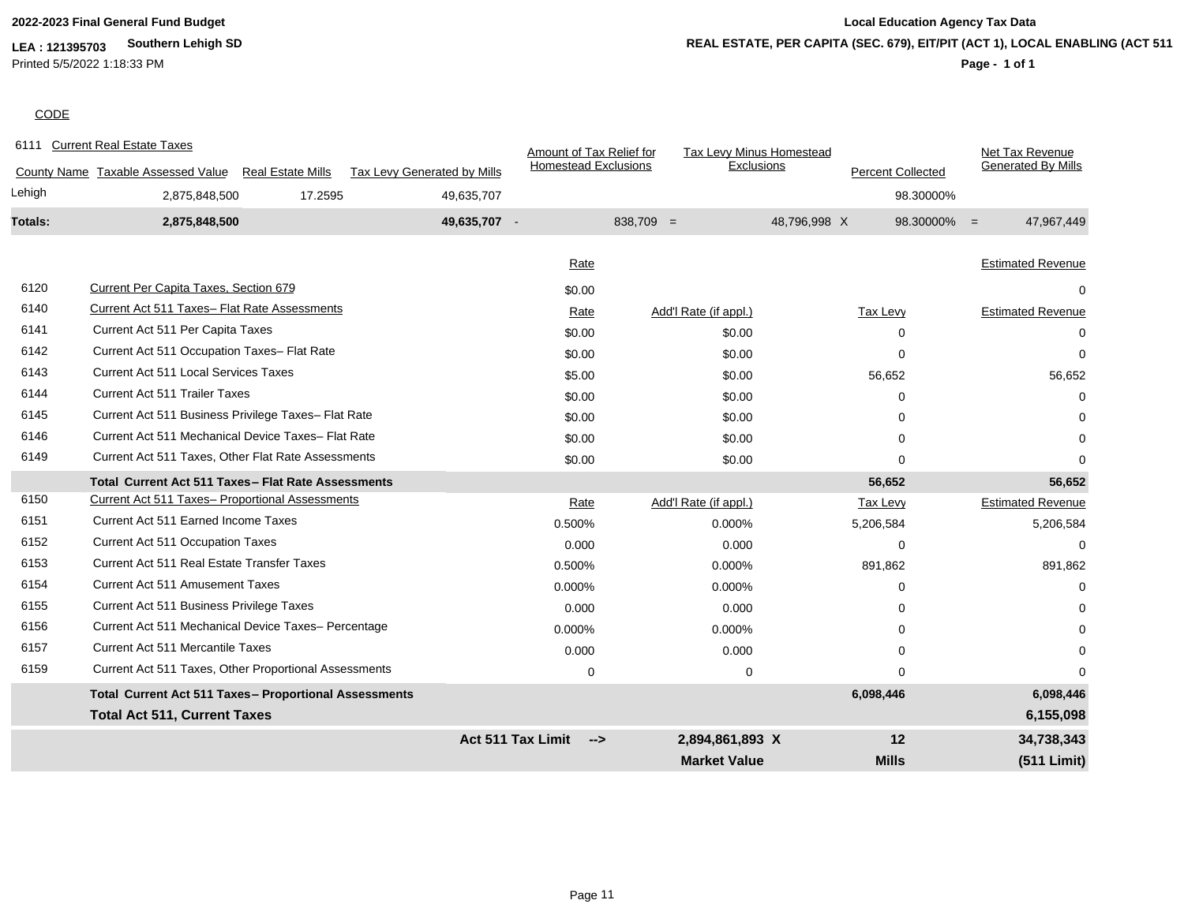**2022-2023 Final General Fund Budget**

**LEA : 121395703 Southern Lehigh SD**

Printed 5/5/2022 1:18:33 PM

**Local Education Agency Tax Data**

**REAL ESTATE, PER CAPITA (SEC. 679), EIT/PIT (ACT 1), LOCAL ENABLING (ACT 511**

CODE

6111 Current Real Estate Taxes

| County Name | Taxable Assessed Value | Real Estate Mills | Tax Levy Generated by Mills | | Amount of Tax Relief for Homestead Exclusions | | Tax Levy Minus Homestead Exclusions | | Percent Collected | | Net Tax Revenue Generated By Mills |
|---|---|---|---|---|---|---|---|---|---|---|---|
| Lehigh | 2,875,848,500 | 17.2595 | 49,635,707 | | | | | | 98.30000% | | |
| **Totals:** | **2,875,848,500** | | **49,635,707** | - | 838,709 | = | 48,796,998 | X | 98.30000% | = | 47,967,449 |

| Code | Description | Rate | Add'l Rate (if appl.) | Tax Levy | Estimated Revenue |
|---|---|---|---|---|---|
| 6120 | Current Per Capita Taxes, Section 679 | $0.00 | | | 0 |
| 6140 | Current Act 511 Taxes– Flat Rate Assessments | Rate | Add'l Rate (if appl.) | Tax Levy | Estimated Revenue |
| 6141 | Current Act 511 Per Capita Taxes | $0.00 | $0.00 | 0 | 0 |
| 6142 | Current Act 511 Occupation Taxes– Flat Rate | $0.00 | $0.00 | 0 | 0 |
| 6143 | Current Act 511 Local Services Taxes | $5.00 | $0.00 | 56,652 | 56,652 |
| 6144 | Current Act 511 Trailer Taxes | $0.00 | $0.00 | 0 | 0 |
| 6145 | Current Act 511 Business Privilege Taxes– Flat Rate | $0.00 | $0.00 | 0 | 0 |
| 6146 | Current Act 511 Mechanical Device Taxes– Flat Rate | $0.00 | $0.00 | 0 | 0 |
| 6149 | Current Act 511 Taxes, Other Flat Rate Assessments | $0.00 | $0.00 | 0 | 0 |
| | **Total Current Act 511 Taxes– Flat Rate Assessments** | | | **56,652** | **56,652** |
| 6150 | Current Act 511 Taxes– Proportional Assessments | Rate | Add'l Rate (if appl.) | Tax Levy | Estimated Revenue |
| 6151 | Current Act 511 Earned Income Taxes | 0.500% | 0.000% | 5,206,584 | 5,206,584 |
| 6152 | Current Act 511 Occupation Taxes | 0.000 | 0.000 | 0 | 0 |
| 6153 | Current Act 511 Real Estate Transfer Taxes | 0.500% | 0.000% | 891,862 | 891,862 |
| 6154 | Current Act 511 Amusement Taxes | 0.000% | 0.000% | 0 | 0 |
| 6155 | Current Act 511 Business Privilege Taxes | 0.000 | 0.000 | 0 | 0 |
| 6156 | Current Act 511 Mechanical Device Taxes– Percentage | 0.000% | 0.000% | 0 | 0 |
| 6157 | Current Act 511 Mercantile Taxes | 0.000 | 0.000 | 0 | 0 |
| 6159 | Current Act 511 Taxes, Other Proportional Assessments | 0 | 0 | 0 | 0 |
| | **Total Current Act 511 Taxes– Proportional Assessments** | | | **6,098,446** | **6,098,446** |
| | **Total Act 511, Current Taxes** | | | | **6,155,098** |
| | | **Act 511 Tax Limit -->** | **2,894,861,893 X** | **12** | **34,738,343** |
| | | | **Market Value** | **Mills** | **(511 Limit)** |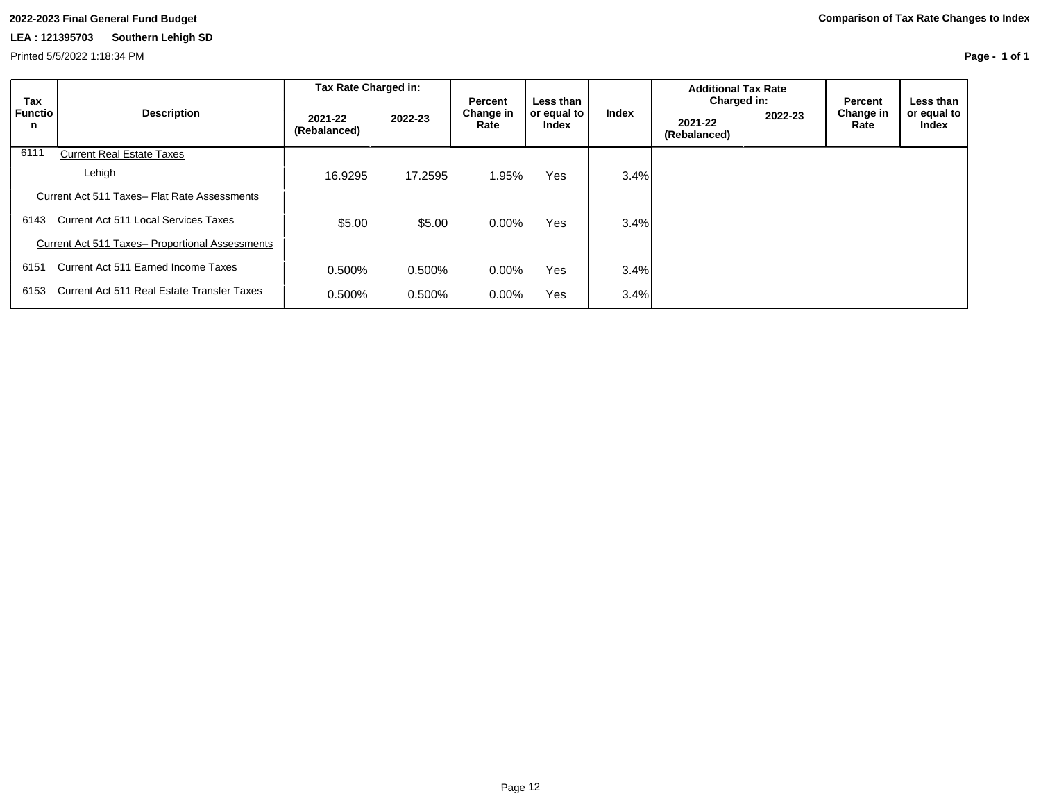2022-2023 Final General Fund Budget

LEA : 121395703 Southern Lehigh SD

Printed 5/5/2022 1:18:34 PM

**Comparison of Tax Rate Changes to Index**

| Tax Function | Description | Tax Rate Charged in: | | Percent Change in Rate | Less than or equal to Index | Index | Additional Tax Rate Charged in: | | Percent Change in Rate | Less than or equal to Index |
|---|---|---|---|---|---|---|---|---|---|---|
| | | 2021-22 (Rebalanced) | 2022-23 | | | | 2021-22 (Rebalanced) | 2022-23 | | |
| 6111 | Current Real Estate Taxes | | | | | | | | | |
| | Lehigh | 16.9295 | 17.2595 | 1.95% | Yes | 3.4% | | | | |
| | Current Act 511 Taxes– Flat Rate Assessments | | | | | | | | | |
| 6143 | Current Act 511 Local Services Taxes | $5.00 | $5.00 | 0.00% | Yes | 3.4% | | | | |
| | Current Act 511 Taxes– Proportional Assessments | | | | | | | | | |
| 6151 | Current Act 511 Earned Income Taxes | 0.500% | 0.500% | 0.00% | Yes | 3.4% | | | | |
| 6153 | Current Act 511 Real Estate Transfer Taxes | 0.500% | 0.500% | 0.00% | Yes | 3.4% | | | | |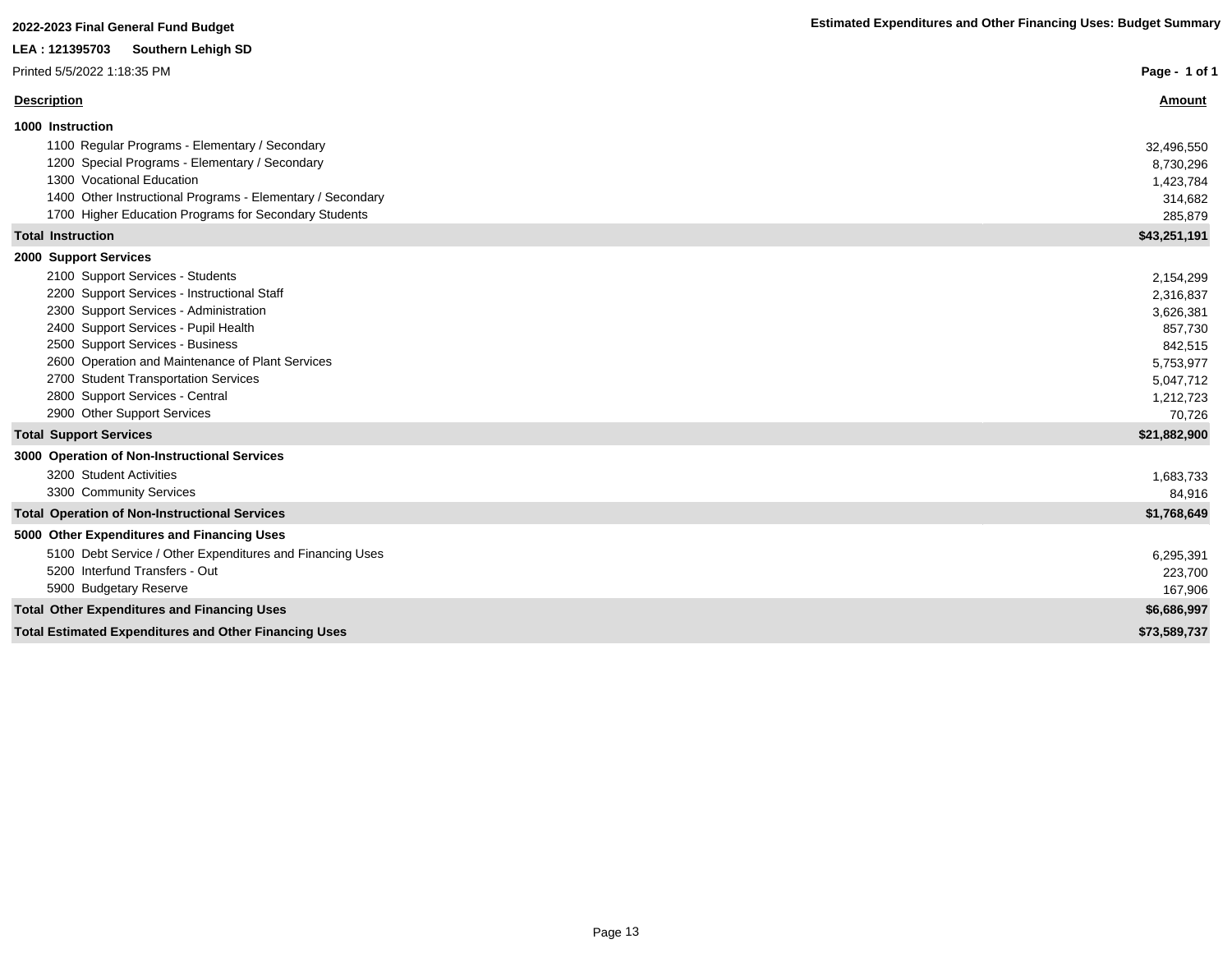**2022-2023 Final General Fund Budget**

**Estimated Expenditures and Other Financing Uses: Budget Summary**

**LEA : 121395703 Southern Lehigh SD**

Printed 5/5/2022 1:18:35 PM

| Description | Amount |
|---|---|
| **1000 Instruction** | |
| 1100 Regular Programs - Elementary / Secondary | 32,496,550 |
| 1200 Special Programs - Elementary / Secondary | 8,730,296 |
| 1300 Vocational Education | 1,423,784 |
| 1400 Other Instructional Programs - Elementary / Secondary | 314,682 |
| 1700 Higher Education Programs for Secondary Students | 285,879 |
| **Total Instruction** | **$43,251,191** |
| **2000 Support Services** | |
| 2100 Support Services - Students | 2,154,299 |
| 2200 Support Services - Instructional Staff | 2,316,837 |
| 2300 Support Services - Administration | 3,626,381 |
| 2400 Support Services - Pupil Health | 857,730 |
| 2500 Support Services - Business | 842,515 |
| 2600 Operation and Maintenance of Plant Services | 5,753,977 |
| 2700 Student Transportation Services | 5,047,712 |
| 2800 Support Services - Central | 1,212,723 |
| 2900 Other Support Services | 70,726 |
| **Total Support Services** | **$21,882,900** |
| **3000 Operation of Non-Instructional Services** | |
| 3200 Student Activities | 1,683,733 |
| 3300 Community Services | 84,916 |
| **Total Operation of Non-Instructional Services** | **$1,768,649** |
| **5000 Other Expenditures and Financing Uses** | |
| 5100 Debt Service / Other Expenditures and Financing Uses | 6,295,391 |
| 5200 Interfund Transfers - Out | 223,700 |
| 5900 Budgetary Reserve | 167,906 |
| **Total Other Expenditures and Financing Uses** | **$6,686,997** |
| **Total Estimated Expenditures and Other Financing Uses** | **$73,589,737** |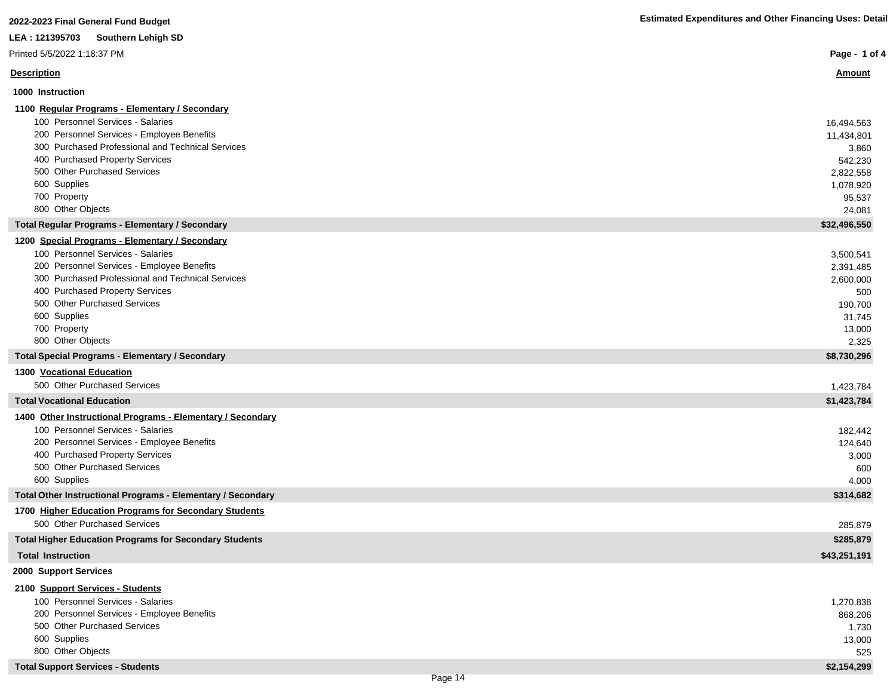**2022-2023 Final General Fund Budget**

**Estimated Expenditures and Other Financing Uses: Detail**

**LEA : 121395703 Southern Lehigh SD**

Printed 5/5/2022 1:18:37 PM

| Description | Amount |
|---|---|
| **1000 Instruction** | |
| **1100 Regular Programs - Elementary / Secondary** | |
| 100 Personnel Services - Salaries | 16,494,563 |
| 200 Personnel Services - Employee Benefits | 11,434,801 |
| 300 Purchased Professional and Technical Services | 3,860 |
| 400 Purchased Property Services | 542,230 |
| 500 Other Purchased Services | 2,822,558 |
| 600 Supplies | 1,078,920 |
| 700 Property | 95,537 |
| 800 Other Objects | 24,081 |
| **Total Regular Programs - Elementary / Secondary** | **$32,496,550** |
| **1200 Special Programs - Elementary / Secondary** | |
| 100 Personnel Services - Salaries | 3,500,541 |
| 200 Personnel Services - Employee Benefits | 2,391,485 |
| 300 Purchased Professional and Technical Services | 2,600,000 |
| 400 Purchased Property Services | 500 |
| 500 Other Purchased Services | 190,700 |
| 600 Supplies | 31,745 |
| 700 Property | 13,000 |
| 800 Other Objects | 2,325 |
| **Total Special Programs - Elementary / Secondary** | **$8,730,296** |
| **1300 Vocational Education** | |
| 500 Other Purchased Services | 1,423,784 |
| **Total Vocational Education** | **$1,423,784** |
| **1400 Other Instructional Programs - Elementary / Secondary** | |
| 100 Personnel Services - Salaries | 182,442 |
| 200 Personnel Services - Employee Benefits | 124,640 |
| 400 Purchased Property Services | 3,000 |
| 500 Other Purchased Services | 600 |
| 600 Supplies | 4,000 |
| **Total Other Instructional Programs - Elementary / Secondary** | **$314,682** |
| **1700 Higher Education Programs for Secondary Students** | |
| 500 Other Purchased Services | 285,879 |
| **Total Higher Education Programs for Secondary Students** | **$285,879** |
| **Total Instruction** | **$43,251,191** |
| **2000 Support Services** | |
| **2100 Support Services - Students** | |
| 100 Personnel Services - Salaries | 1,270,838 |
| 200 Personnel Services - Employee Benefits | 868,206 |
| 500 Other Purchased Services | 1,730 |
| 600 Supplies | 13,000 |
| 800 Other Objects | 525 |
| **Total Support Services - Students** | **$2,154,299** |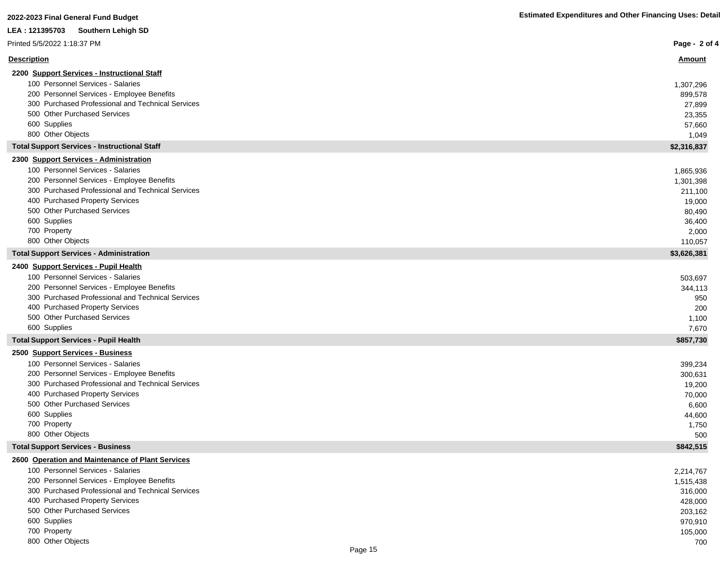2022-2023 Final General Fund Budget

Estimated Expenditures and Other Financing Uses: Detail

LEA : 121395703 Southern Lehigh SD

Printed 5/5/2022 1:18:37 PM

| Description | Amount |
|---|---|
| **2200 Support Services - Instructional Staff** | |
| 100 Personnel Services - Salaries | 1,307,296 |
| 200 Personnel Services - Employee Benefits | 899,578 |
| 300 Purchased Professional and Technical Services | 27,899 |
| 500 Other Purchased Services | 23,355 |
| 600 Supplies | 57,660 |
| 800 Other Objects | 1,049 |
| **Total Support Services - Instructional Staff** | **$2,316,837** |
| **2300 Support Services - Administration** | |
| 100 Personnel Services - Salaries | 1,865,936 |
| 200 Personnel Services - Employee Benefits | 1,301,398 |
| 300 Purchased Professional and Technical Services | 211,100 |
| 400 Purchased Property Services | 19,000 |
| 500 Other Purchased Services | 80,490 |
| 600 Supplies | 36,400 |
| 700 Property | 2,000 |
| 800 Other Objects | 110,057 |
| **Total Support Services - Administration** | **$3,626,381** |
| **2400 Support Services - Pupil Health** | |
| 100 Personnel Services - Salaries | 503,697 |
| 200 Personnel Services - Employee Benefits | 344,113 |
| 300 Purchased Professional and Technical Services | 950 |
| 400 Purchased Property Services | 200 |
| 500 Other Purchased Services | 1,100 |
| 600 Supplies | 7,670 |
| **Total Support Services - Pupil Health** | **$857,730** |
| **2500 Support Services - Business** | |
| 100 Personnel Services - Salaries | 399,234 |
| 200 Personnel Services - Employee Benefits | 300,631 |
| 300 Purchased Professional and Technical Services | 19,200 |
| 400 Purchased Property Services | 70,000 |
| 500 Other Purchased Services | 6,600 |
| 600 Supplies | 44,600 |
| 700 Property | 1,750 |
| 800 Other Objects | 500 |
| **Total Support Services - Business** | **$842,515** |
| **2600 Operation and Maintenance of Plant Services** | |
| 100 Personnel Services - Salaries | 2,214,767 |
| 200 Personnel Services - Employee Benefits | 1,515,438 |
| 300 Purchased Professional and Technical Services | 316,000 |
| 400 Purchased Property Services | 428,000 |
| 500 Other Purchased Services | 203,162 |
| 600 Supplies | 970,910 |
| 700 Property | 105,000 |
| 800 Other Objects | 700 |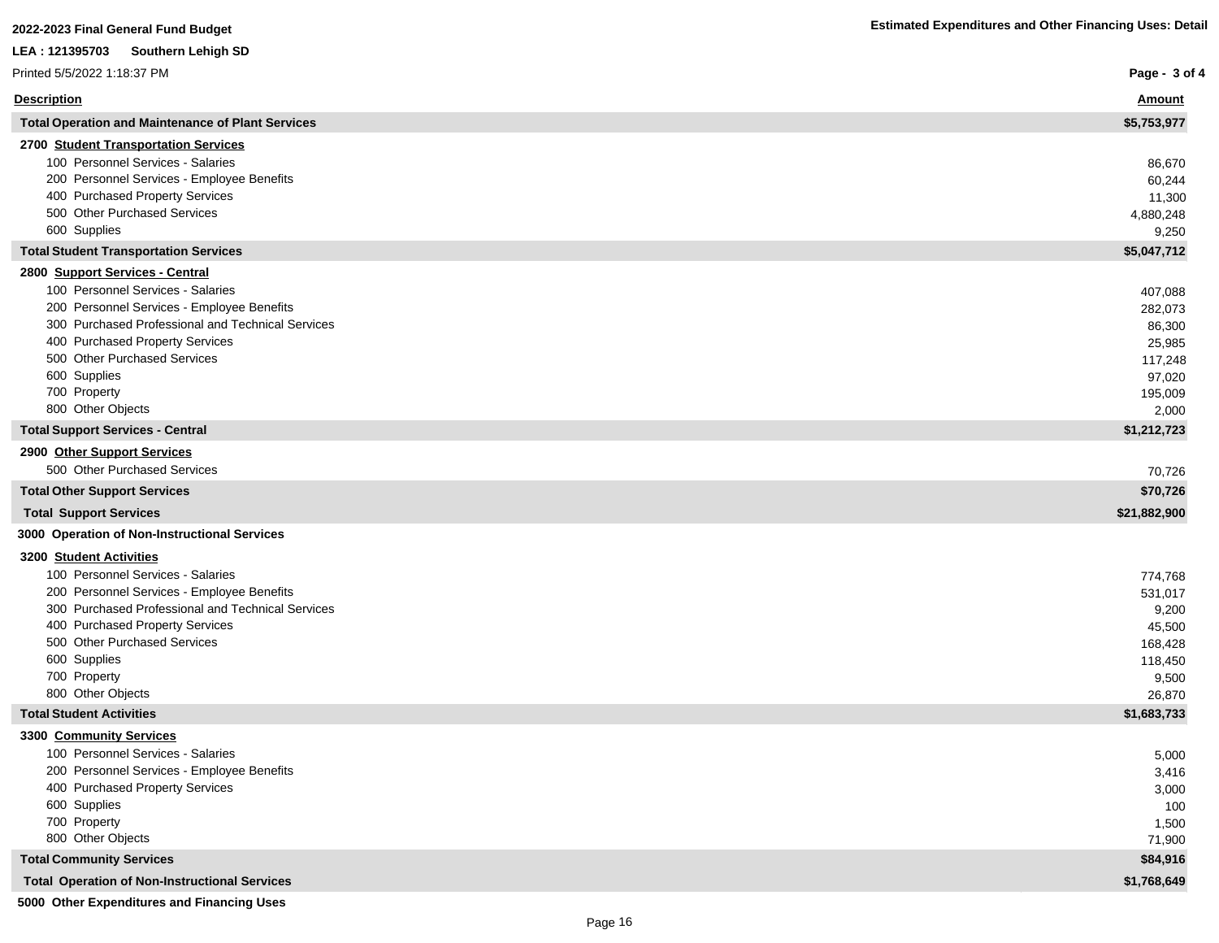**2022-2023 Final General Fund Budget**

**Estimated Expenditures and Other Financing Uses: Detail**

**LEA : 121395703 Southern Lehigh SD**

Printed 5/5/2022 1:18:37 PM

| Description | Amount |
|---|---|
| **Total Operation and Maintenance of Plant Services** | **$5,753,977** |
| **2700 Student Transportation Services** | |
| 100 Personnel Services - Salaries | 86,670 |
| 200 Personnel Services - Employee Benefits | 60,244 |
| 400 Purchased Property Services | 11,300 |
| 500 Other Purchased Services | 4,880,248 |
| 600 Supplies | 9,250 |
| **Total Student Transportation Services** | **$5,047,712** |
| **2800 Support Services - Central** | |
| 100 Personnel Services - Salaries | 407,088 |
| 200 Personnel Services - Employee Benefits | 282,073 |
| 300 Purchased Professional and Technical Services | 86,300 |
| 400 Purchased Property Services | 25,985 |
| 500 Other Purchased Services | 117,248 |
| 600 Supplies | 97,020 |
| 700 Property | 195,009 |
| 800 Other Objects | 2,000 |
| **Total Support Services - Central** | **$1,212,723** |
| **2900 Other Support Services** | |
| 500 Other Purchased Services | 70,726 |
| **Total Other Support Services** | **$70,726** |
| **Total Support Services** | **$21,882,900** |
| **3000 Operation of Non-Instructional Services** | |
| **3200 Student Activities** | |
| 100 Personnel Services - Salaries | 774,768 |
| 200 Personnel Services - Employee Benefits | 531,017 |
| 300 Purchased Professional and Technical Services | 9,200 |
| 400 Purchased Property Services | 45,500 |
| 500 Other Purchased Services | 168,428 |
| 600 Supplies | 118,450 |
| 700 Property | 9,500 |
| 800 Other Objects | 26,870 |
| **Total Student Activities** | **$1,683,733** |
| **3300 Community Services** | |
| 100 Personnel Services - Salaries | 5,000 |
| 200 Personnel Services - Employee Benefits | 3,416 |
| 400 Purchased Property Services | 3,000 |
| 600 Supplies | 100 |
| 700 Property | 1,500 |
| 800 Other Objects | 71,900 |
| **Total Community Services** | **$84,916** |
| **Total Operation of Non-Instructional Services** | **$1,768,649** |
| **5000 Other Expenditures and Financing Uses** | |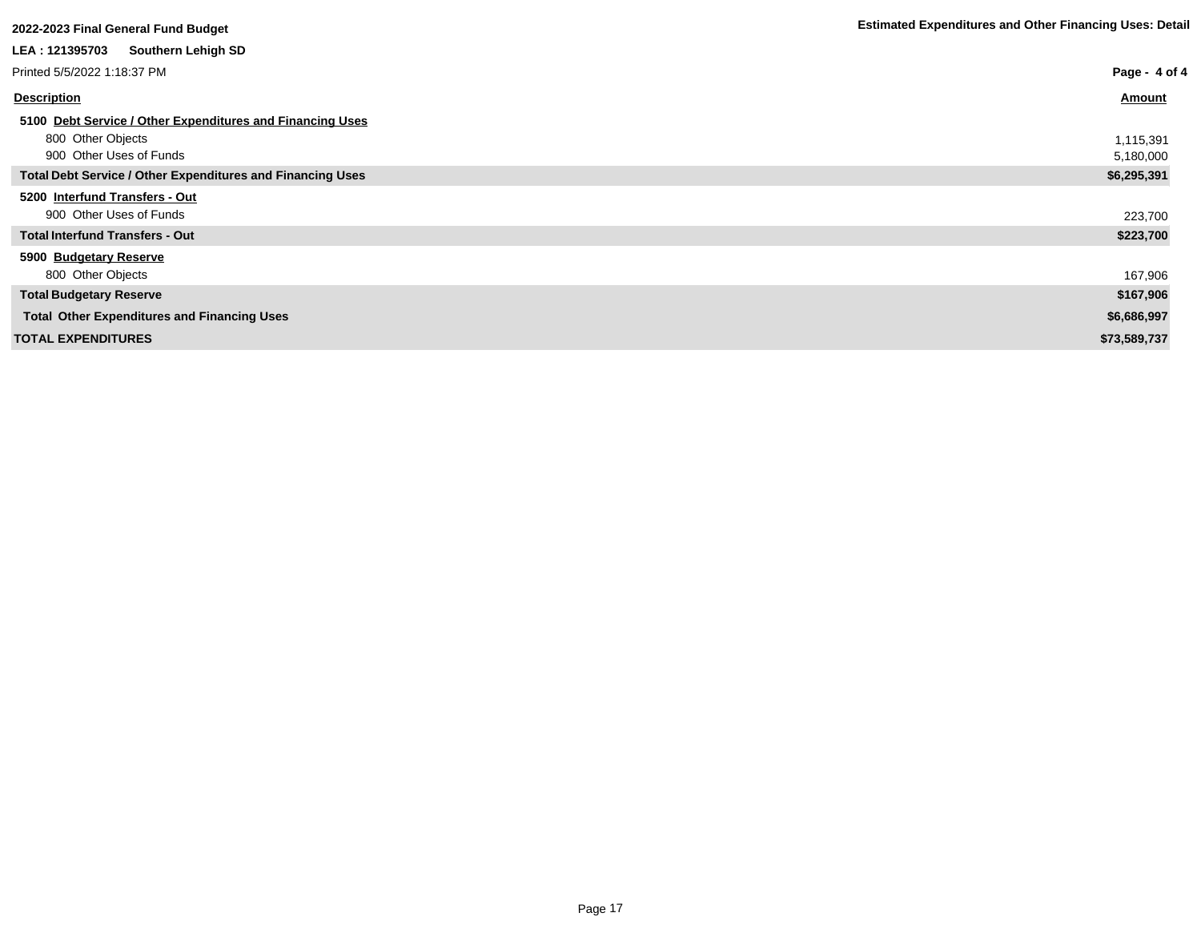**2022-2023 Final General Fund Budget**

**Estimated Expenditures and Other Financing Uses: Detail**

**LEA : 121395703 Southern Lehigh SD**

Printed 5/5/2022 1:18:37 PM

| Description | Amount |
|---|---|
| **5100 Debt Service / Other Expenditures and Financing Uses** | |
| 800 Other Objects | 1,115,391 |
| 900 Other Uses of Funds | 5,180,000 |
| **Total Debt Service / Other Expenditures and Financing Uses** | **$6,295,391** |
| **5200 Interfund Transfers - Out** | |
| 900 Other Uses of Funds | 223,700 |
| **Total Interfund Transfers - Out** | **$223,700** |
| **5900 Budgetary Reserve** | |
| 800 Other Objects | 167,906 |
| **Total Budgetary Reserve** | **$167,906** |
| **Total Other Expenditures and Financing Uses** | **$6,686,997** |
| **TOTAL EXPENDITURES** | **$73,589,737** |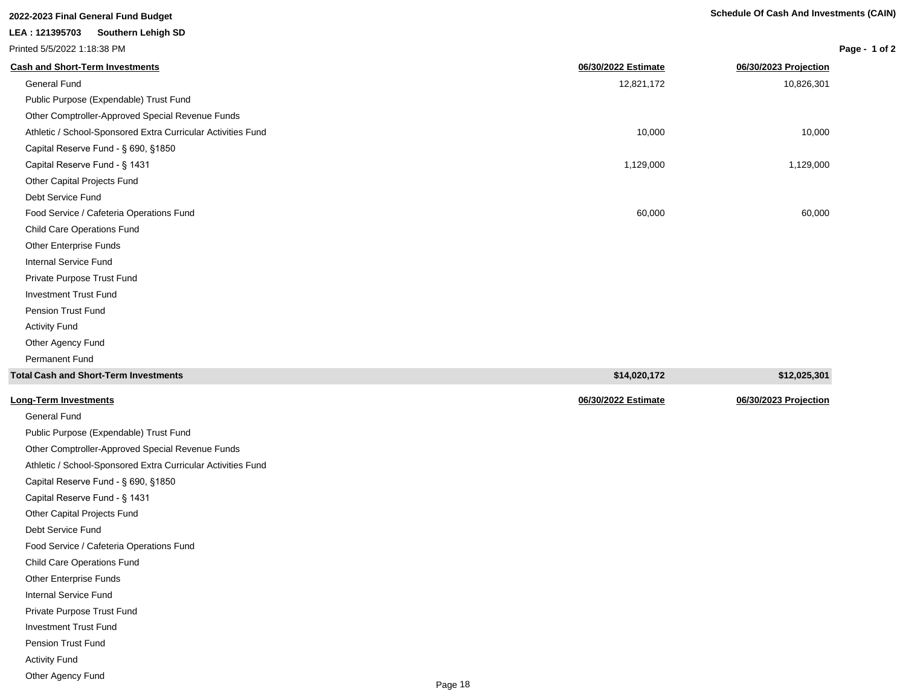**2022-2023 Final General Fund Budget**

**Schedule Of Cash And Investments (CAIN)**

**LEA : 121395703 Southern Lehigh SD**

Printed 5/5/2022 1:18:38 PM

| **Cash and Short-Term Investments** | **06/30/2022 Estimate** | **06/30/2023 Projection** |
|---|---|---|
| General Fund | 12,821,172 | 10,826,301 |
| Public Purpose (Expendable) Trust Fund | | |
| Other Comptroller-Approved Special Revenue Funds | | |
| Athletic / School-Sponsored Extra Curricular Activities Fund | 10,000 | 10,000 |
| Capital Reserve Fund - § 690, §1850 | | |
| Capital Reserve Fund - § 1431 | 1,129,000 | 1,129,000 |
| Other Capital Projects Fund | | |
| Debt Service Fund | | |
| Food Service / Cafeteria Operations Fund | 60,000 | 60,000 |
| Child Care Operations Fund | | |
| Other Enterprise Funds | | |
| Internal Service Fund | | |
| Private Purpose Trust Fund | | |
| Investment Trust Fund | | |
| Pension Trust Fund | | |
| Activity Fund | | |
| Other Agency Fund | | |
| Permanent Fund | | |
| **Total Cash and Short-Term Investments** | **$14,020,172** | **$12,025,301** |

| **Long-Term Investments** | **06/30/2022 Estimate** | **06/30/2023 Projection** |
|---|---|---|
| General Fund | | |
| Public Purpose (Expendable) Trust Fund | | |
| Other Comptroller-Approved Special Revenue Funds | | |
| Athletic / School-Sponsored Extra Curricular Activities Fund | | |
| Capital Reserve Fund - § 690, §1850 | | |
| Capital Reserve Fund - § 1431 | | |
| Other Capital Projects Fund | | |
| Debt Service Fund | | |
| Food Service / Cafeteria Operations Fund | | |
| Child Care Operations Fund | | |
| Other Enterprise Funds | | |
| Internal Service Fund | | |
| Private Purpose Trust Fund | | |
| Investment Trust Fund | | |
| Pension Trust Fund | | |
| Activity Fund | | |
| Other Agency Fund | | |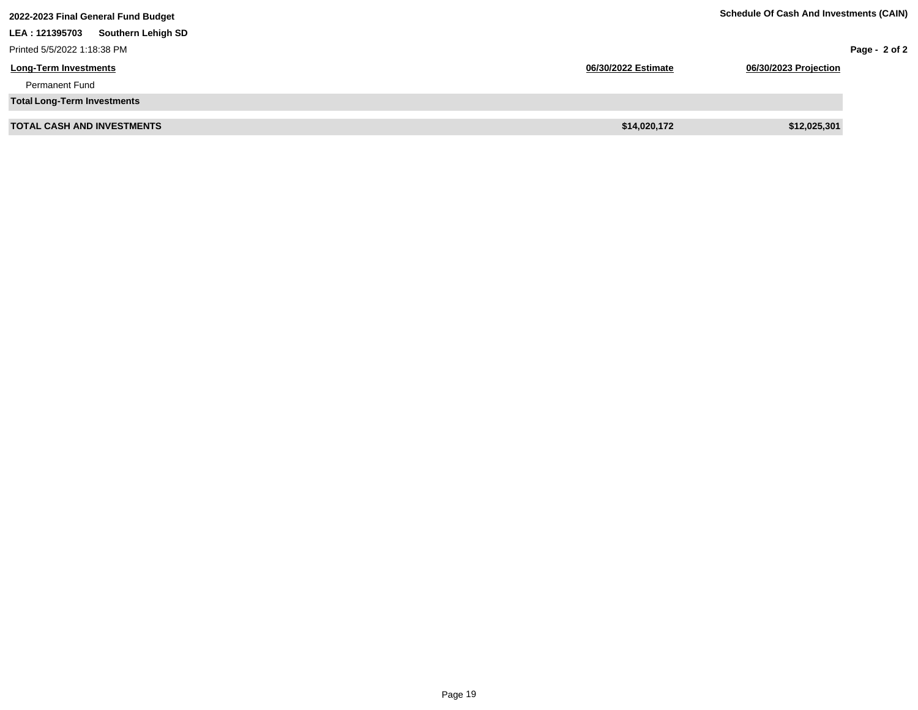| Long-Term Investments | 06/30/2022 Estimate | 06/30/2023 Projection |
|---|---|---|
| Permanent Fund | | |
| **Total Long-Term Investments** | | |
| **TOTAL CASH AND INVESTMENTS** | **$14,020,172** | **$12,025,301** |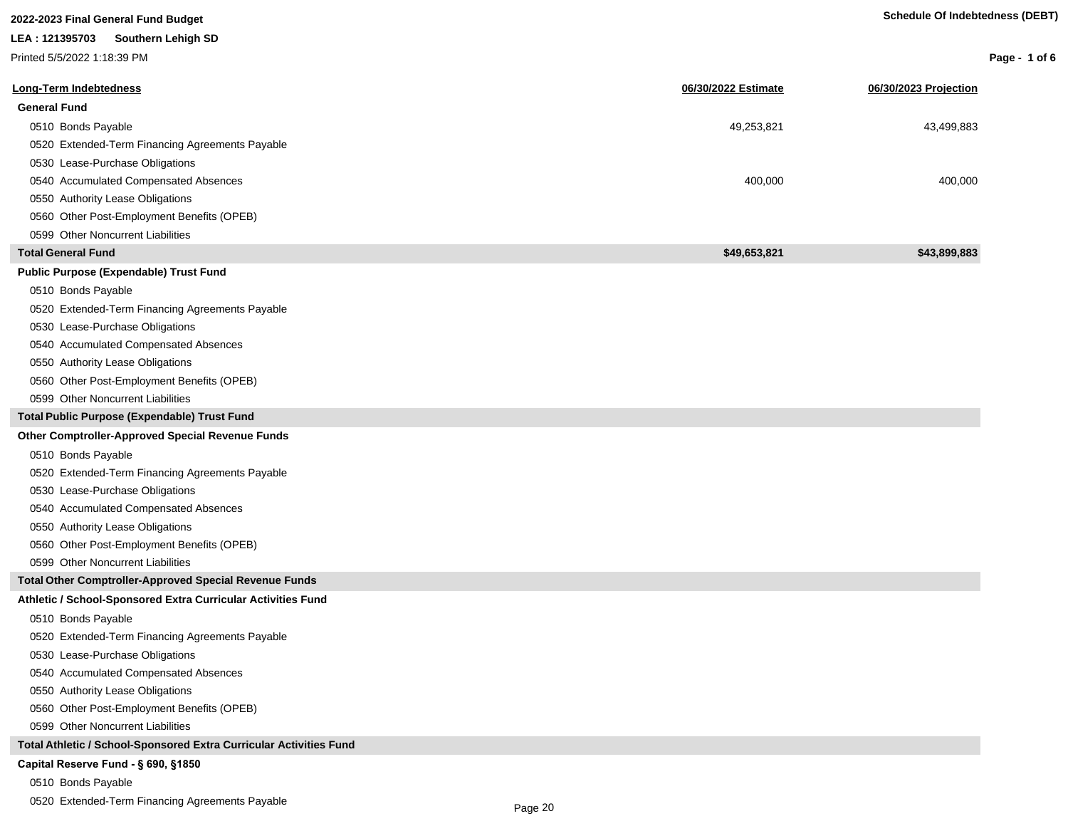**2022-2023 Final General Fund Budget**

**LEA : 121395703 Southern Lehigh SD**

Printed 5/5/2022 1:18:39 PM

**Schedule Of Indebtedness (DEBT)**

| Long-Term Indebtedness | 06/30/2022 Estimate | 06/30/2023 Projection |
|---|---|---|
| **General Fund** | | |
| 0510 Bonds Payable | 49,253,821 | 43,499,883 |
| 0520 Extended-Term Financing Agreements Payable | | |
| 0530 Lease-Purchase Obligations | | |
| 0540 Accumulated Compensated Absences | 400,000 | 400,000 |
| 0550 Authority Lease Obligations | | |
| 0560 Other Post-Employment Benefits (OPEB) | | |
| 0599 Other Noncurrent Liabilities | | |
| **Total General Fund** | **$49,653,821** | **$43,899,883** |
| **Public Purpose (Expendable) Trust Fund** | | |
| 0510 Bonds Payable | | |
| 0520 Extended-Term Financing Agreements Payable | | |
| 0530 Lease-Purchase Obligations | | |
| 0540 Accumulated Compensated Absences | | |
| 0550 Authority Lease Obligations | | |
| 0560 Other Post-Employment Benefits (OPEB) | | |
| 0599 Other Noncurrent Liabilities | | |
| **Total Public Purpose (Expendable) Trust Fund** | | |
| **Other Comptroller-Approved Special Revenue Funds** | | |
| 0510 Bonds Payable | | |
| 0520 Extended-Term Financing Agreements Payable | | |
| 0530 Lease-Purchase Obligations | | |
| 0540 Accumulated Compensated Absences | | |
| 0550 Authority Lease Obligations | | |
| 0560 Other Post-Employment Benefits (OPEB) | | |
| 0599 Other Noncurrent Liabilities | | |
| **Total Other Comptroller-Approved Special Revenue Funds** | | |
| **Athletic / School-Sponsored Extra Curricular Activities Fund** | | |
| 0510 Bonds Payable | | |
| 0520 Extended-Term Financing Agreements Payable | | |
| 0530 Lease-Purchase Obligations | | |
| 0540 Accumulated Compensated Absences | | |
| 0550 Authority Lease Obligations | | |
| 0560 Other Post-Employment Benefits (OPEB) | | |
| 0599 Other Noncurrent Liabilities | | |
| **Total Athletic / School-Sponsored Extra Curricular Activities Fund** | | |
| **Capital Reserve Fund - § 690, §1850** | | |
| 0510 Bonds Payable | | |
| 0520 Extended-Term Financing Agreements Payable | | |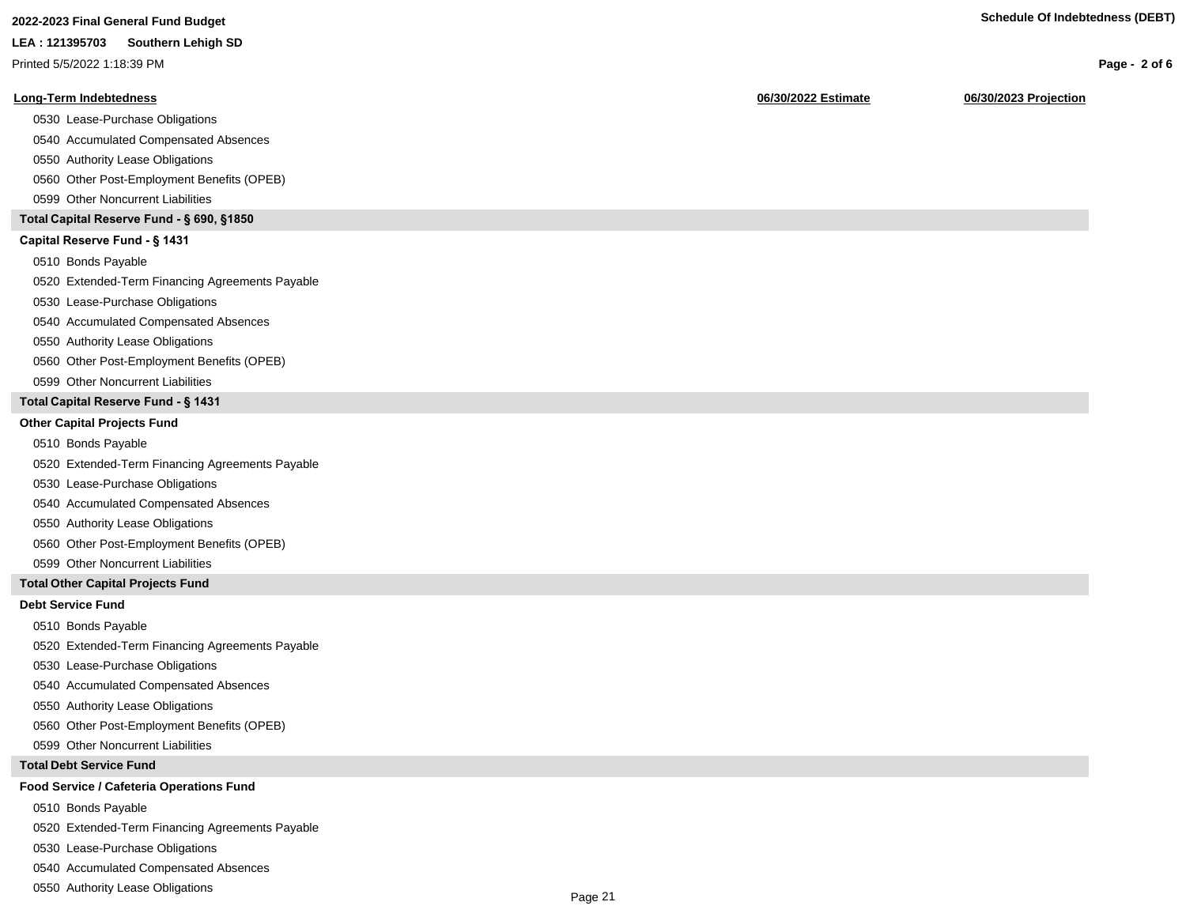| Long-Term Indebtedness | 06/30/2022 Estimate | 06/30/2023 Projection |
|---|---|---|
| 0530 Lease-Purchase Obligations | | |
| 0540 Accumulated Compensated Absences | | |
| 0550 Authority Lease Obligations | | |
| 0560 Other Post-Employment Benefits (OPEB) | | |
| 0599 Other Noncurrent Liabilities | | |
| **Total Capital Reserve Fund - § 690, §1850** | | |
| **Capital Reserve Fund - § 1431** | | |
| 0510 Bonds Payable | | |
| 0520 Extended-Term Financing Agreements Payable | | |
| 0530 Lease-Purchase Obligations | | |
| 0540 Accumulated Compensated Absences | | |
| 0550 Authority Lease Obligations | | |
| 0560 Other Post-Employment Benefits (OPEB) | | |
| 0599 Other Noncurrent Liabilities | | |
| **Total Capital Reserve Fund - § 1431** | | |
| **Other Capital Projects Fund** | | |
| 0510 Bonds Payable | | |
| 0520 Extended-Term Financing Agreements Payable | | |
| 0530 Lease-Purchase Obligations | | |
| 0540 Accumulated Compensated Absences | | |
| 0550 Authority Lease Obligations | | |
| 0560 Other Post-Employment Benefits (OPEB) | | |
| 0599 Other Noncurrent Liabilities | | |
| **Total Other Capital Projects Fund** | | |
| **Debt Service Fund** | | |
| 0510 Bonds Payable | | |
| 0520 Extended-Term Financing Agreements Payable | | |
| 0530 Lease-Purchase Obligations | | |
| 0540 Accumulated Compensated Absences | | |
| 0550 Authority Lease Obligations | | |
| 0560 Other Post-Employment Benefits (OPEB) | | |
| 0599 Other Noncurrent Liabilities | | |
| **Total Debt Service Fund** | | |
| **Food Service / Cafeteria Operations Fund** | | |
| 0510 Bonds Payable | | |
| 0520 Extended-Term Financing Agreements Payable | | |
| 0530 Lease-Purchase Obligations | | |
| 0540 Accumulated Compensated Absences | | |
| 0550 Authority Lease Obligations | | |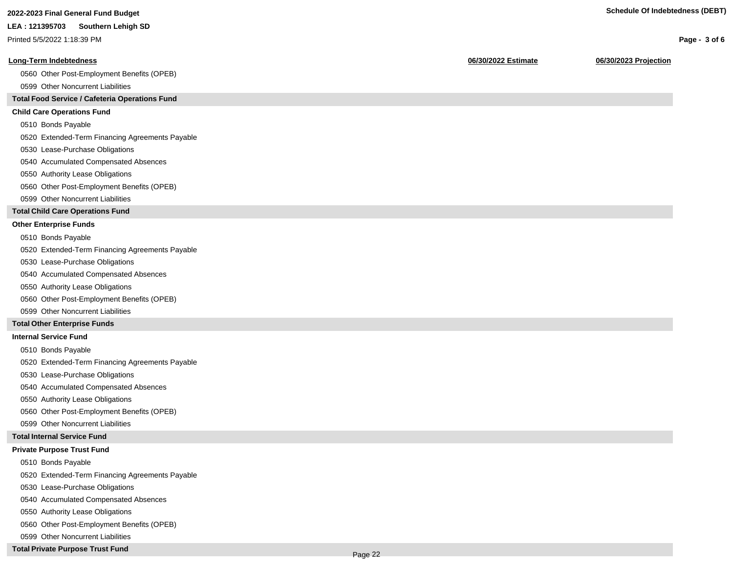| Long-Term Indebtedness | 06/30/2022 Estimate | 06/30/2023 Projection |
|---|---|---|
| 0560 Other Post-Employment Benefits (OPEB) | | |
| 0599 Other Noncurrent Liabilities | | |
| **Total Food Service / Cafeteria Operations Fund** | | |
| **Child Care Operations Fund** | | |
| 0510 Bonds Payable | | |
| 0520 Extended-Term Financing Agreements Payable | | |
| 0530 Lease-Purchase Obligations | | |
| 0540 Accumulated Compensated Absences | | |
| 0550 Authority Lease Obligations | | |
| 0560 Other Post-Employment Benefits (OPEB) | | |
| 0599 Other Noncurrent Liabilities | | |
| **Total Child Care Operations Fund** | | |
| **Other Enterprise Funds** | | |
| 0510 Bonds Payable | | |
| 0520 Extended-Term Financing Agreements Payable | | |
| 0530 Lease-Purchase Obligations | | |
| 0540 Accumulated Compensated Absences | | |
| 0550 Authority Lease Obligations | | |
| 0560 Other Post-Employment Benefits (OPEB) | | |
| 0599 Other Noncurrent Liabilities | | |
| **Total Other Enterprise Funds** | | |
| **Internal Service Fund** | | |
| 0510 Bonds Payable | | |
| 0520 Extended-Term Financing Agreements Payable | | |
| 0530 Lease-Purchase Obligations | | |
| 0540 Accumulated Compensated Absences | | |
| 0550 Authority Lease Obligations | | |
| 0560 Other Post-Employment Benefits (OPEB) | | |
| 0599 Other Noncurrent Liabilities | | |
| **Total Internal Service Fund** | | |
| **Private Purpose Trust Fund** | | |
| 0510 Bonds Payable | | |
| 0520 Extended-Term Financing Agreements Payable | | |
| 0530 Lease-Purchase Obligations | | |
| 0540 Accumulated Compensated Absences | | |
| 0550 Authority Lease Obligations | | |
| 0560 Other Post-Employment Benefits (OPEB) | | |
| 0599 Other Noncurrent Liabilities | | |
| **Total Private Purpose Trust Fund** | | |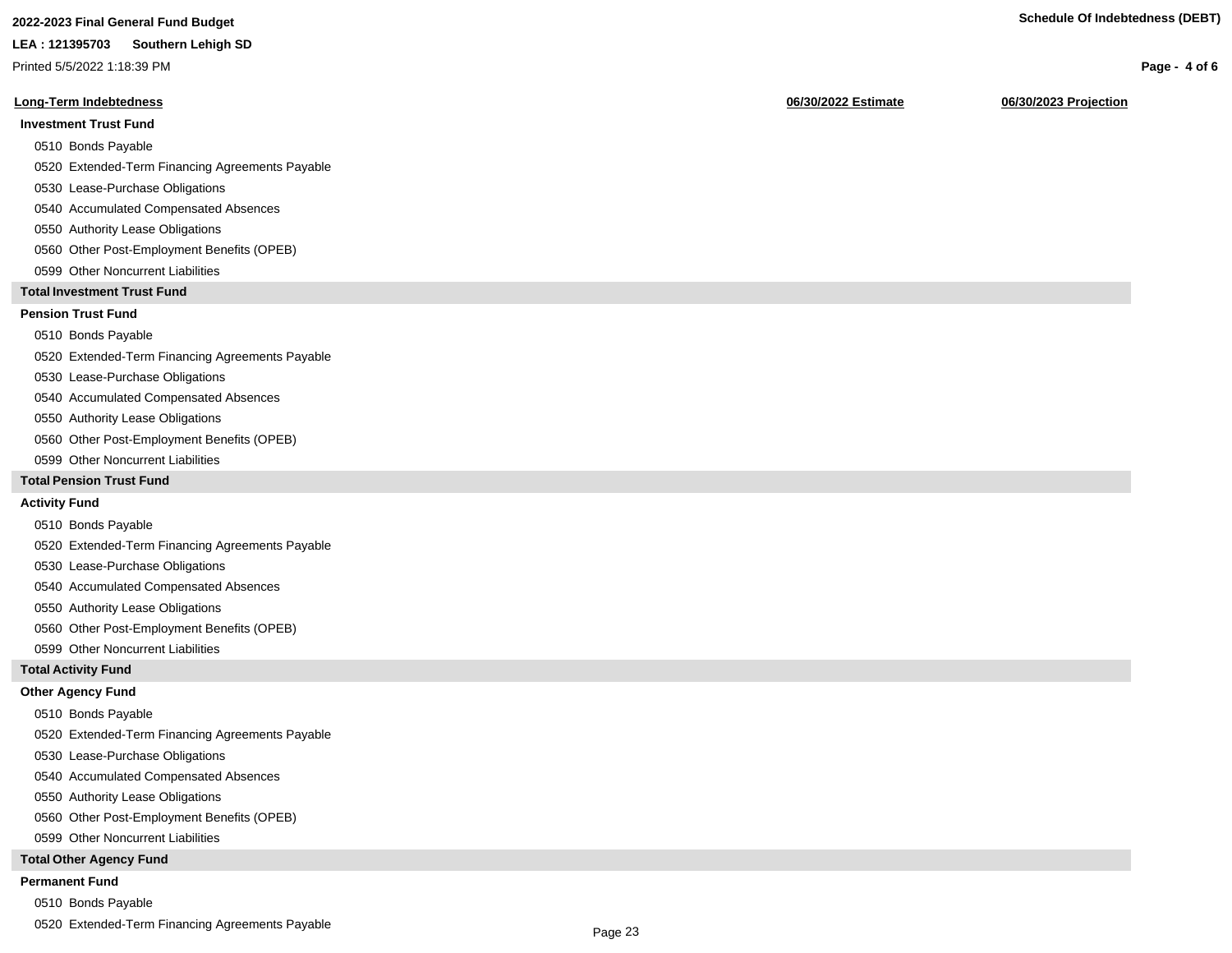## 2022-2023 Final General Fund Budget

**LEA : 121395703 Southern Lehigh SD**

Printed 5/5/2022 1:18:39 PM

**Schedule Of Indebtedness (DEBT)**

| Long-Term Indebtedness | 06/30/2022 Estimate | 06/30/2023 Projection |
|---|---|---|
| **Investment Trust Fund** | | |
| 0510 Bonds Payable | | |
| 0520 Extended-Term Financing Agreements Payable | | |
| 0530 Lease-Purchase Obligations | | |
| 0540 Accumulated Compensated Absences | | |
| 0550 Authority Lease Obligations | | |
| 0560 Other Post-Employment Benefits (OPEB) | | |
| 0599 Other Noncurrent Liabilities | | |
| **Total Investment Trust Fund** | | |
| **Pension Trust Fund** | | |
| 0510 Bonds Payable | | |
| 0520 Extended-Term Financing Agreements Payable | | |
| 0530 Lease-Purchase Obligations | | |
| 0540 Accumulated Compensated Absences | | |
| 0550 Authority Lease Obligations | | |
| 0560 Other Post-Employment Benefits (OPEB) | | |
| 0599 Other Noncurrent Liabilities | | |
| **Total Pension Trust Fund** | | |
| **Activity Fund** | | |
| 0510 Bonds Payable | | |
| 0520 Extended-Term Financing Agreements Payable | | |
| 0530 Lease-Purchase Obligations | | |
| 0540 Accumulated Compensated Absences | | |
| 0550 Authority Lease Obligations | | |
| 0560 Other Post-Employment Benefits (OPEB) | | |
| 0599 Other Noncurrent Liabilities | | |
| **Total Activity Fund** | | |
| **Other Agency Fund** | | |
| 0510 Bonds Payable | | |
| 0520 Extended-Term Financing Agreements Payable | | |
| 0530 Lease-Purchase Obligations | | |
| 0540 Accumulated Compensated Absences | | |
| 0550 Authority Lease Obligations | | |
| 0560 Other Post-Employment Benefits (OPEB) | | |
| 0599 Other Noncurrent Liabilities | | |
| **Total Other Agency Fund** | | |
| **Permanent Fund** | | |
| 0510 Bonds Payable | | |
| 0520 Extended-Term Financing Agreements Payable | | |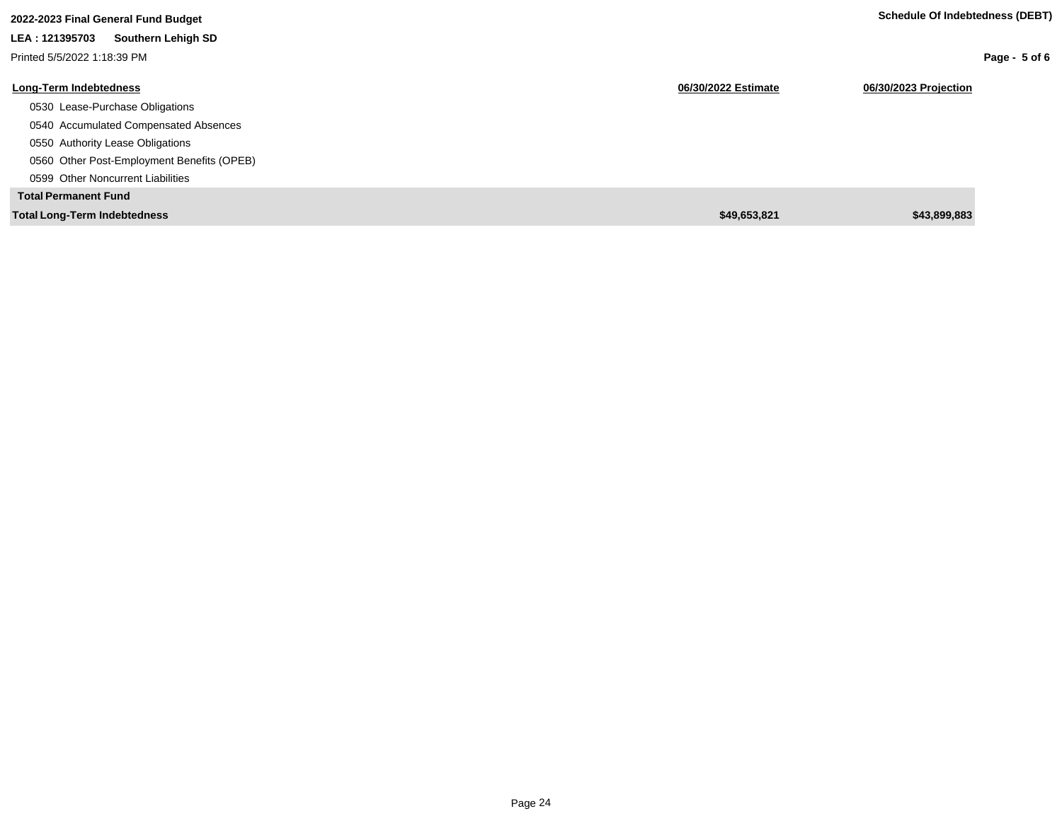**2022-2023 Final General Fund Budget**

**Schedule Of Indebtedness (DEBT)**

**LEA : 121395703 Southern Lehigh SD**

Printed 5/5/2022 1:18:39 PM

| Long-Term Indebtedness | 06/30/2022 Estimate | 06/30/2023 Projection |
|---|---|---|
| 0530 Lease-Purchase Obligations | | |
| 0540 Accumulated Compensated Absences | | |
| 0550 Authority Lease Obligations | | |
| 0560 Other Post-Employment Benefits (OPEB) | | |
| 0599 Other Noncurrent Liabilities | | |
| **Total Permanent Fund** | | |
| **Total Long-Term Indebtedness** | **$49,653,821** | **$43,899,883** |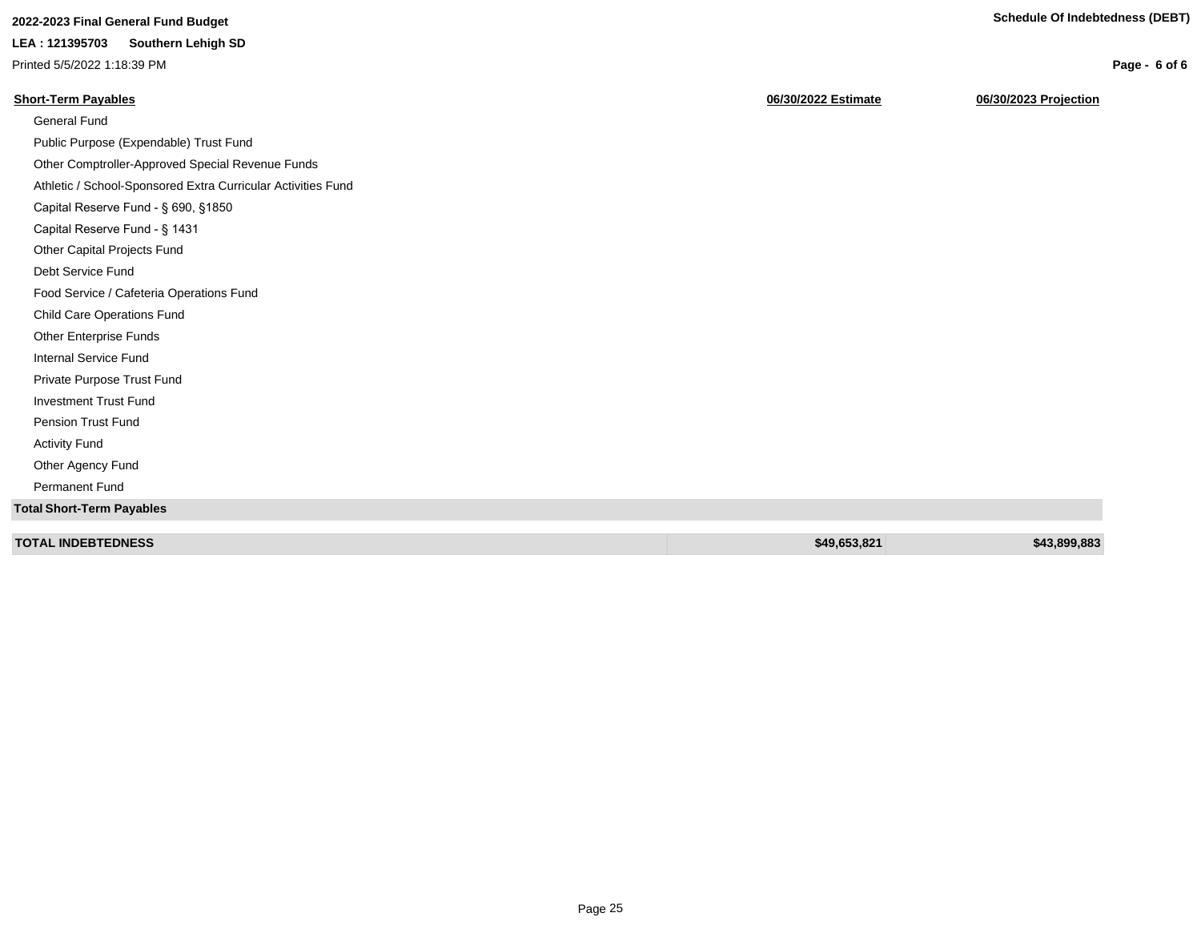**2022-2023 Final General Fund Budget**

**LEA : 121395703 Southern Lehigh SD**

Printed 5/5/2022 1:18:39 PM

**Schedule Of Indebtedness (DEBT)**

| **Short-Term Payables** | **06/30/2022 Estimate** | **06/30/2023 Projection** |
|---|---|---|
| General Fund | | |
| Public Purpose (Expendable) Trust Fund | | |
| Other Comptroller-Approved Special Revenue Funds | | |
| Athletic / School-Sponsored Extra Curricular Activities Fund | | |
| Capital Reserve Fund - § 690, §1850 | | |
| Capital Reserve Fund - § 1431 | | |
| Other Capital Projects Fund | | |
| Debt Service Fund | | |
| Food Service / Cafeteria Operations Fund | | |
| Child Care Operations Fund | | |
| Other Enterprise Funds | | |
| Internal Service Fund | | |
| Private Purpose Trust Fund | | |
| Investment Trust Fund | | |
| Pension Trust Fund | | |
| Activity Fund | | |
| Other Agency Fund | | |
| Permanent Fund | | |
| **Total Short-Term Payables** | | |
| **TOTAL INDEBTEDNESS** | **$49,653,821** | **$43,899,883** |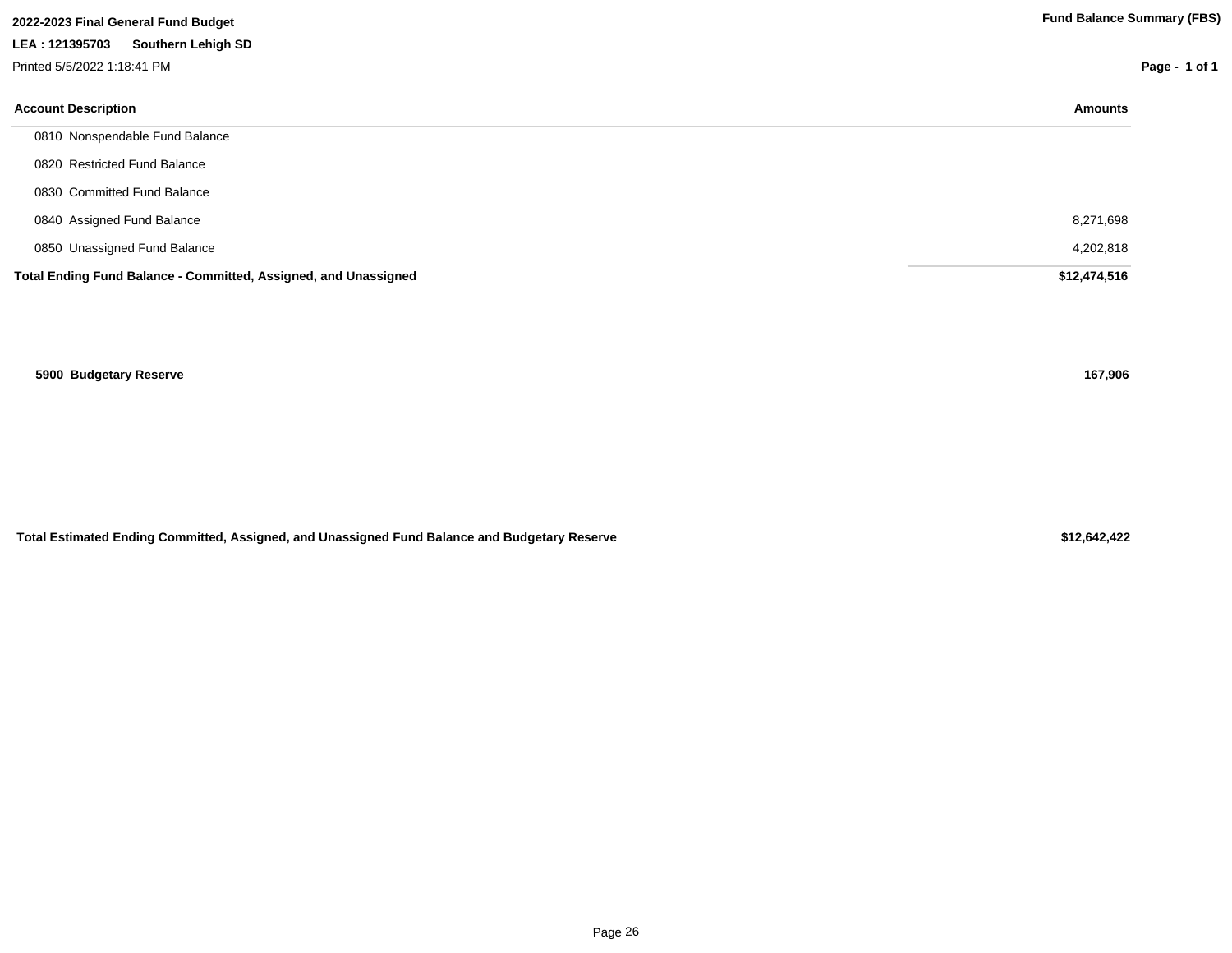**2022-2023 Final General Fund Budget**

**LEA : 121395703 Southern Lehigh SD**

Printed 5/5/2022 1:18:41 PM

**Fund Balance Summary (FBS)**

| Account Description | Amounts |
|---|---|
| 0810 Nonspendable Fund Balance | |
| 0820 Restricted Fund Balance | |
| 0830 Committed Fund Balance | |
| 0840 Assigned Fund Balance | 8,271,698 |
| 0850 Unassigned Fund Balance | 4,202,818 |
| **Total Ending Fund Balance - Committed, Assigned, and Unassigned** | **$12,474,516** |
| **5900 Budgetary Reserve** | **167,906** |
| **Total Estimated Ending Committed, Assigned, and Unassigned Fund Balance and Budgetary Reserve** | **$12,642,422** |